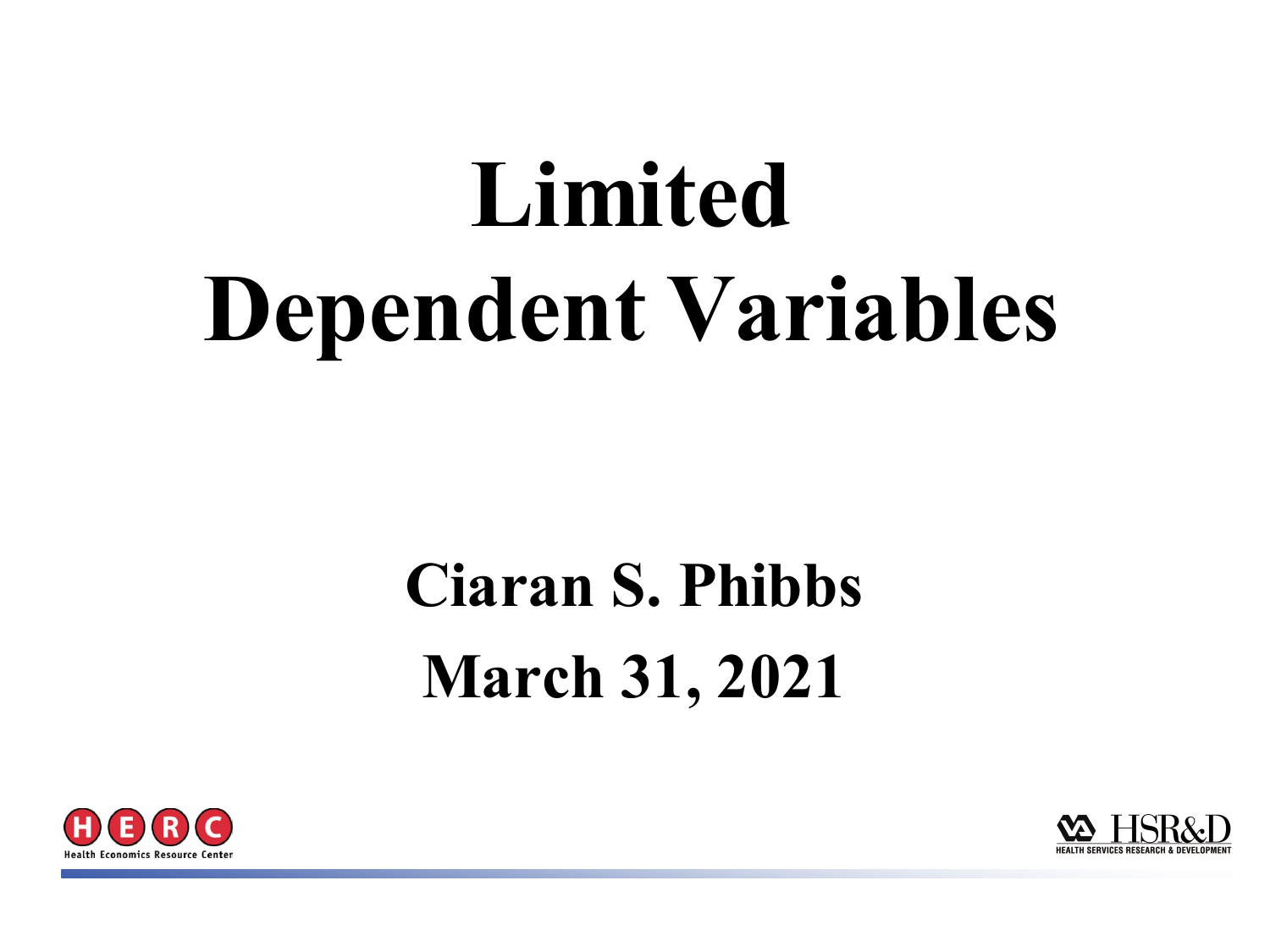# Limited Dependent Variables

## Ciaran S. Phibbs

## March 31, 2021

Health Economics Resource Center

HSR&D HEALTH SERVICES RESEARCH & DEVELOPMENT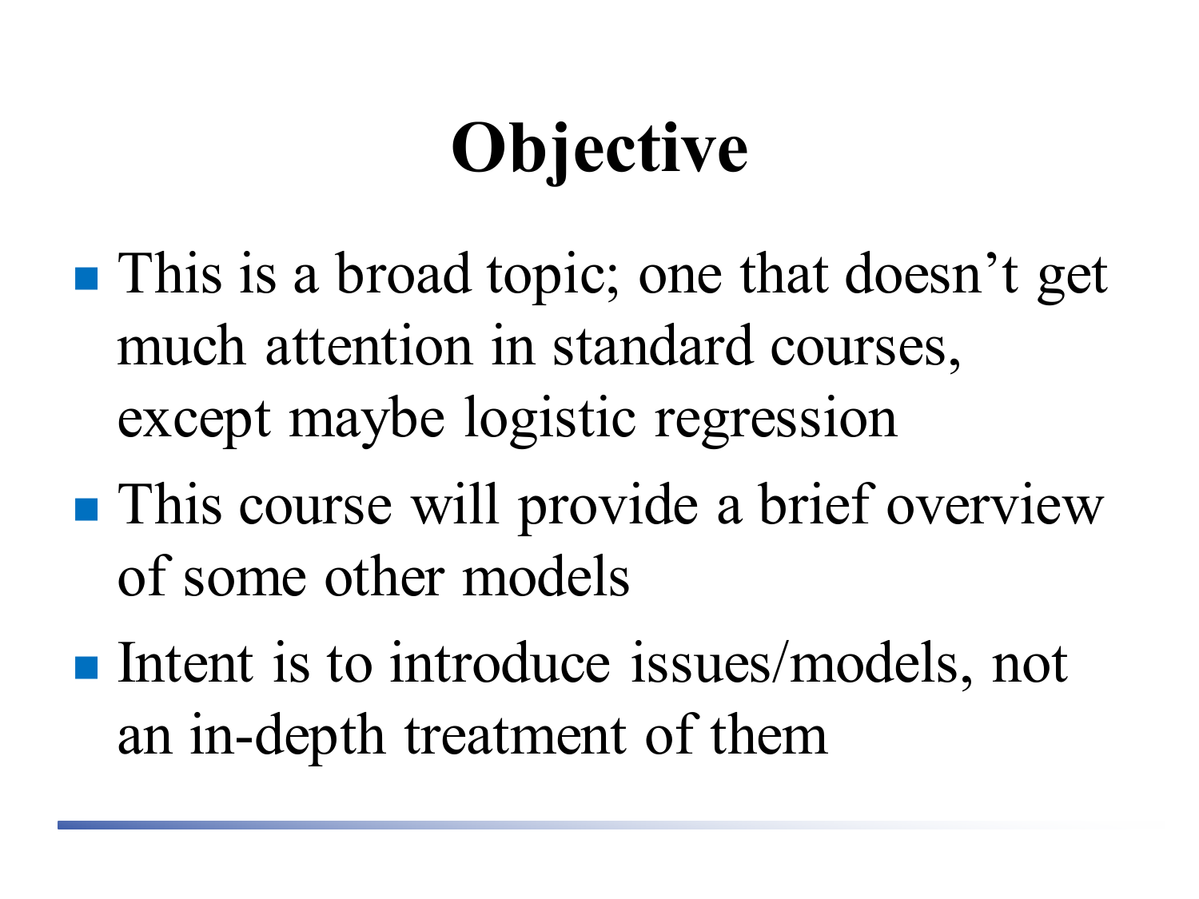# Objective

- This is a broad topic; one that doesn't get much attention in standard courses, except maybe logistic regression
- This course will provide a brief overview of some other models
- Intent is to introduce issues/models, not an in-depth treatment of them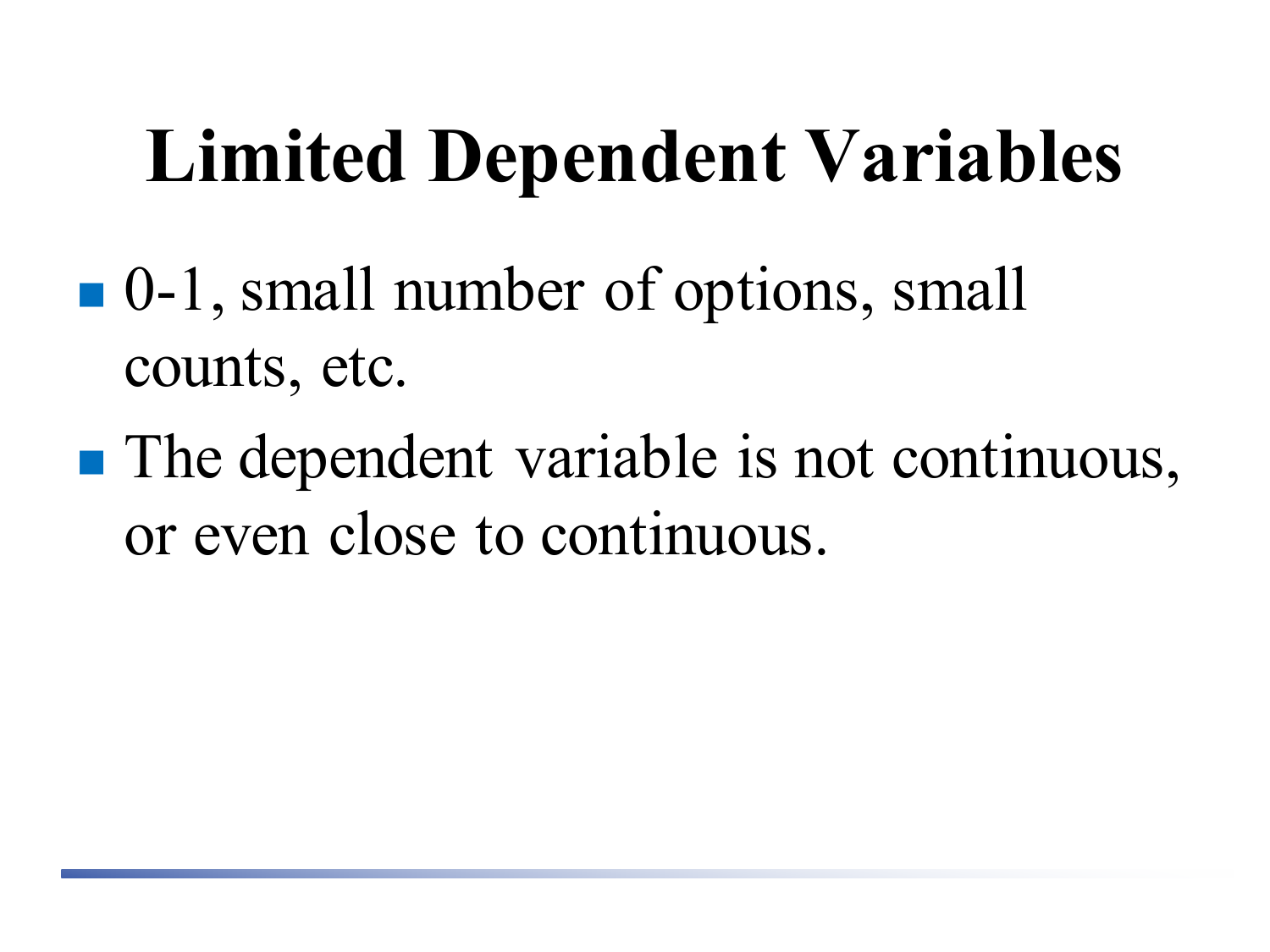# Limited Dependent Variables

- 0-1, small number of options, small counts, etc.
- The dependent variable is not continuous, or even close to continuous.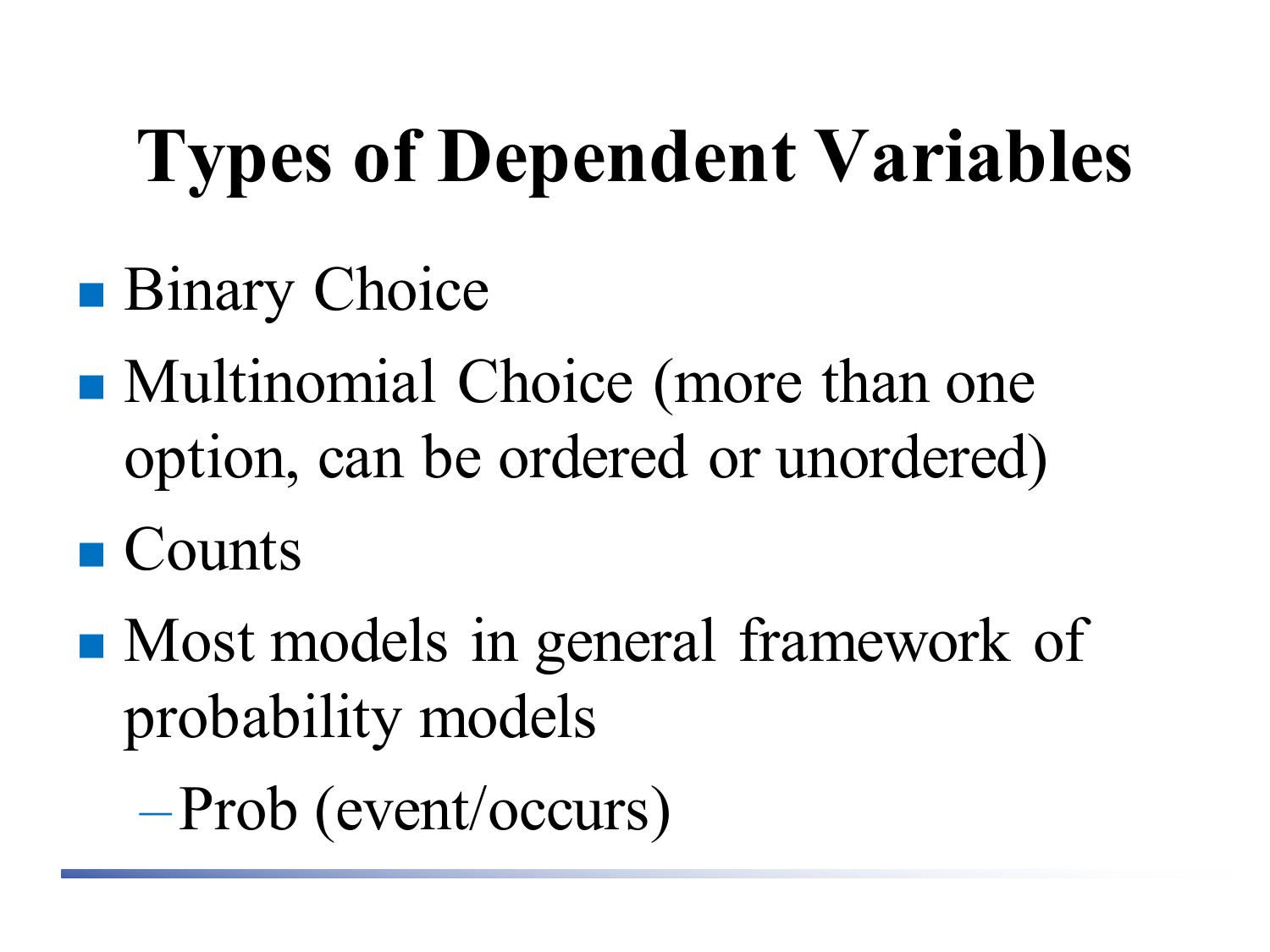# Types of Dependent Variables

- Binary Choice
- Multinomial Choice (more than one option, can be ordered or unordered)
- Counts
- Most models in general framework of probability models
  - Prob (event/occurs)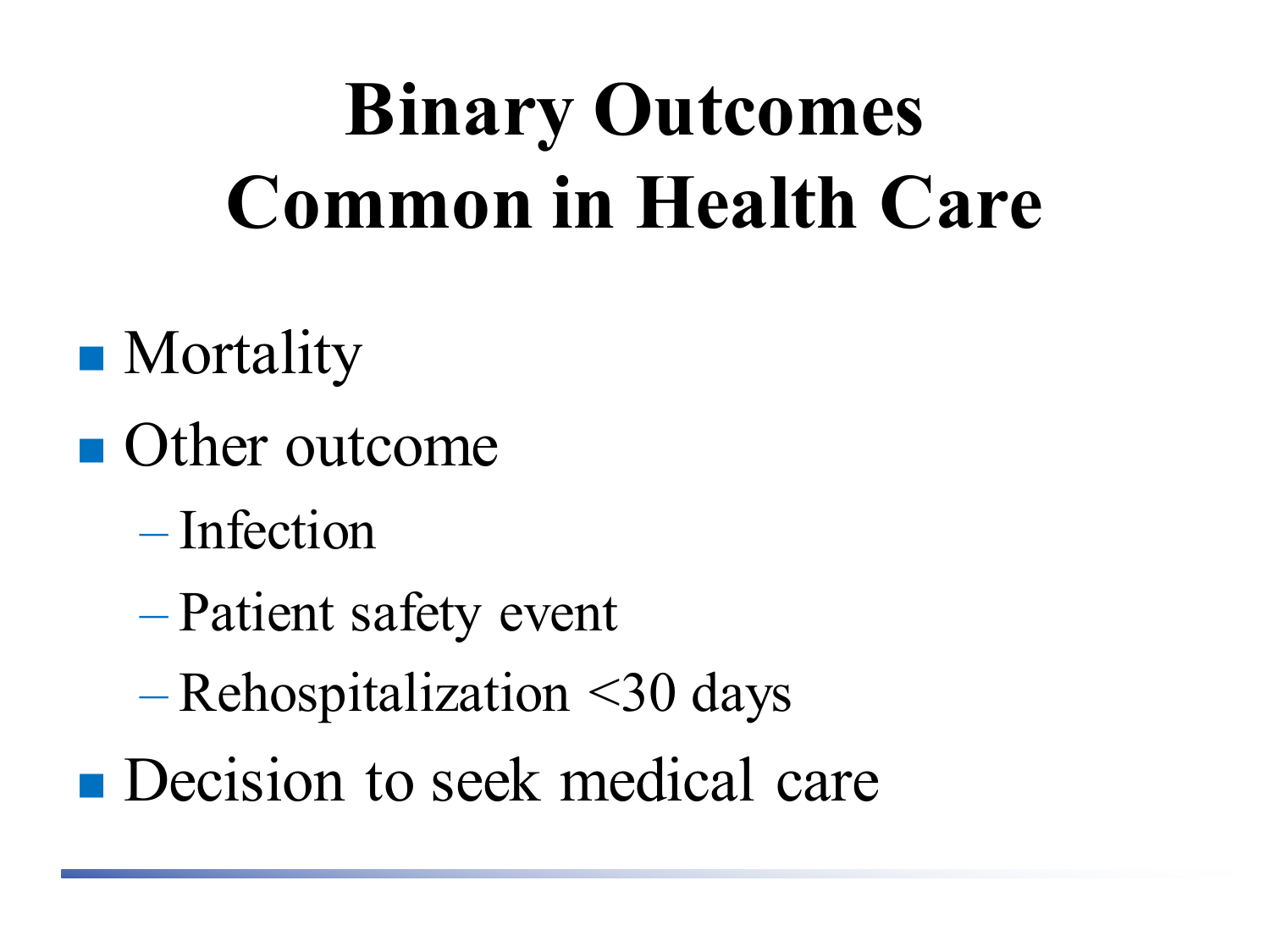# Binary Outcomes Common in Health Care

- Mortality
- Other outcome
  - Infection
  - Patient safety event
  - Rehospitalization <30 days
- Decision to seek medical care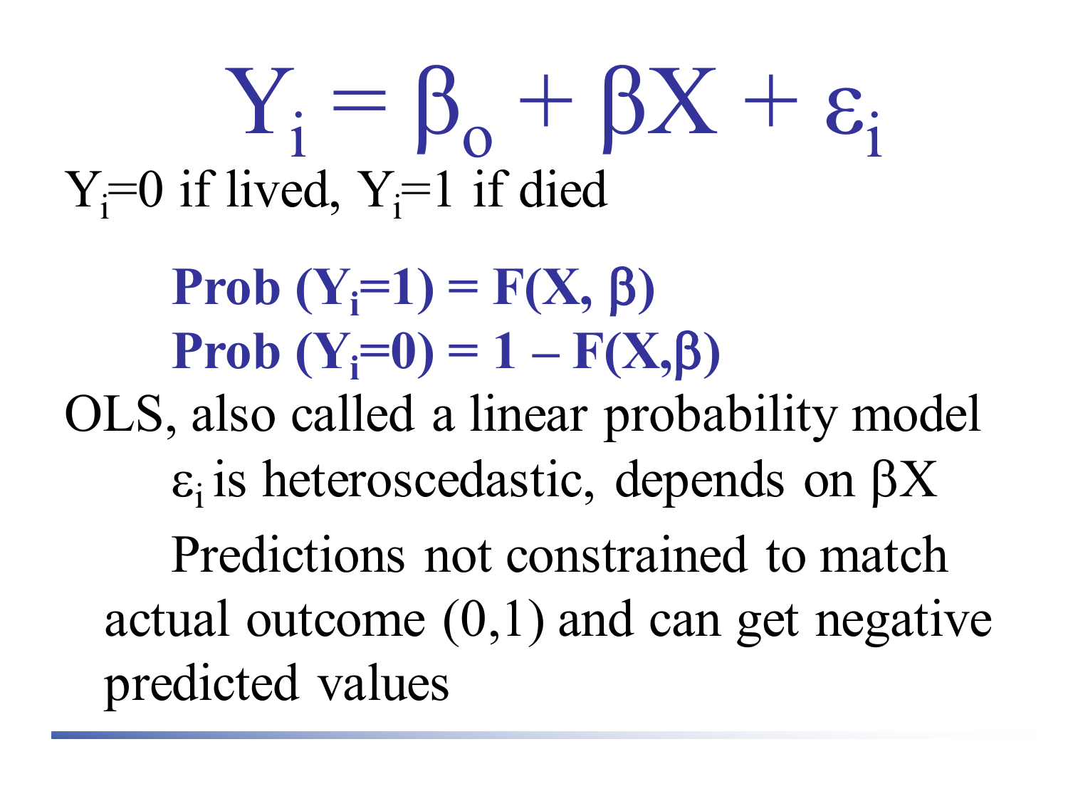$$Y_i = \beta_o + \beta X + \varepsilon_i$$

$Y_i$=0 if lived, $Y_i$=1 if died

**Prob ($Y_i$=1) = F(X, β)**
**Prob ($Y_i$=0) = 1 – F(X,β)**

OLS, also called a linear probability model

- $\varepsilon_i$ is heteroscedastic, depends on βX
- Predictions not constrained to match actual outcome (0,1) and can get negative predicted values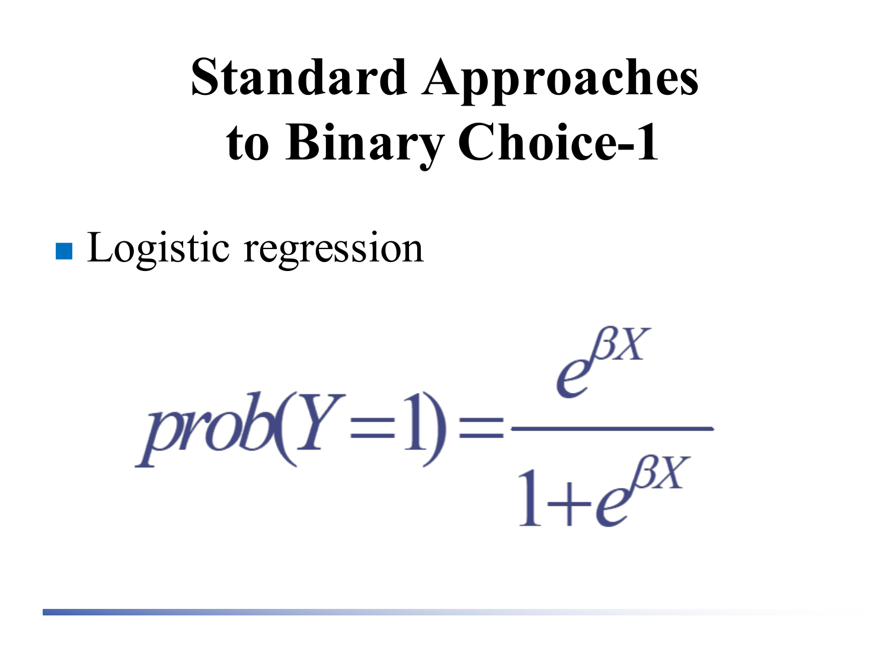# Standard Approaches to Binary Choice-1

- Logistic regression

$$prob(Y=1) = \frac{e^{\beta X}}{1+e^{\beta X}}$$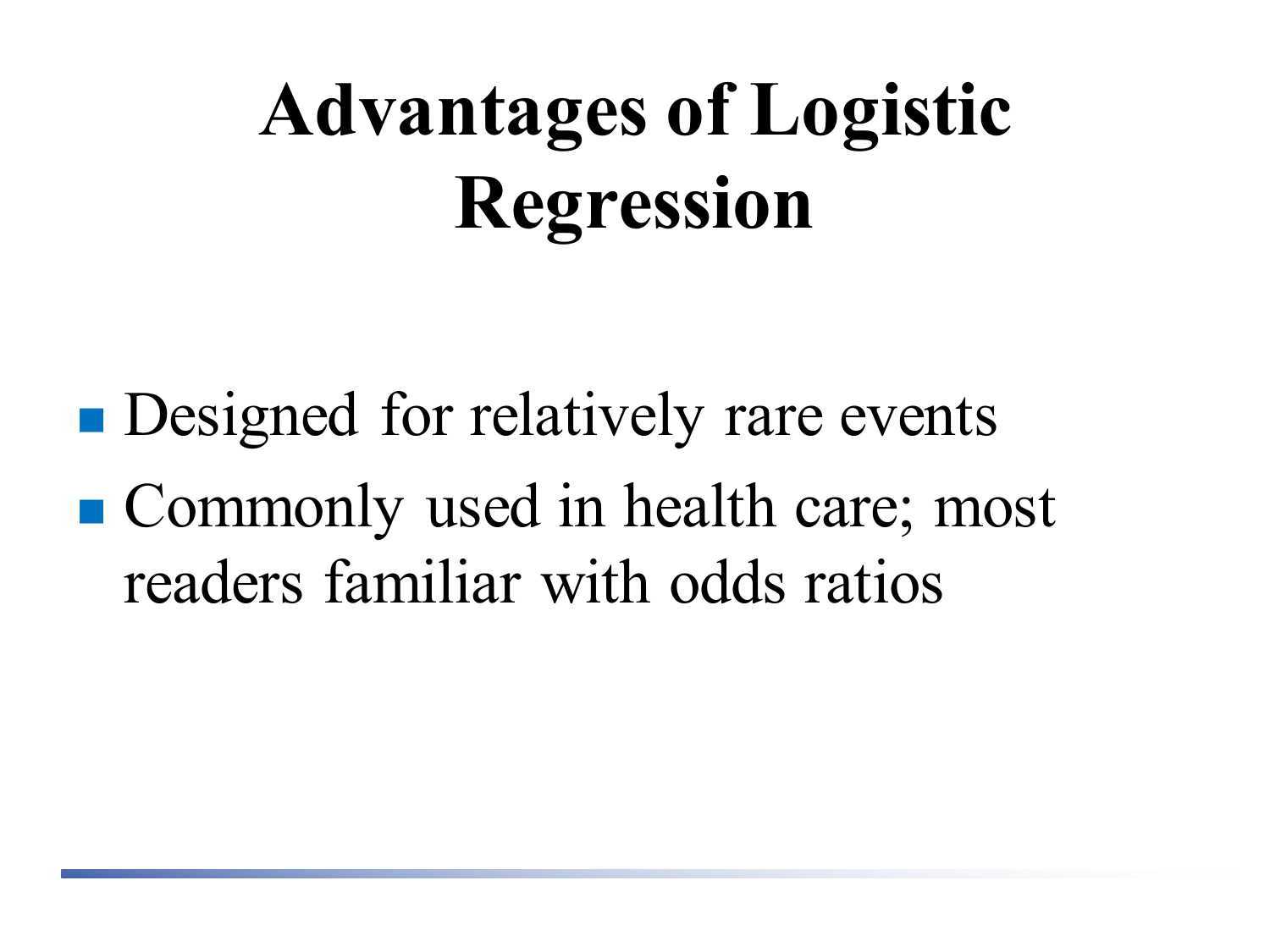# Advantages of Logistic Regression

- Designed for relatively rare events
- Commonly used in health care; most readers familiar with odds ratios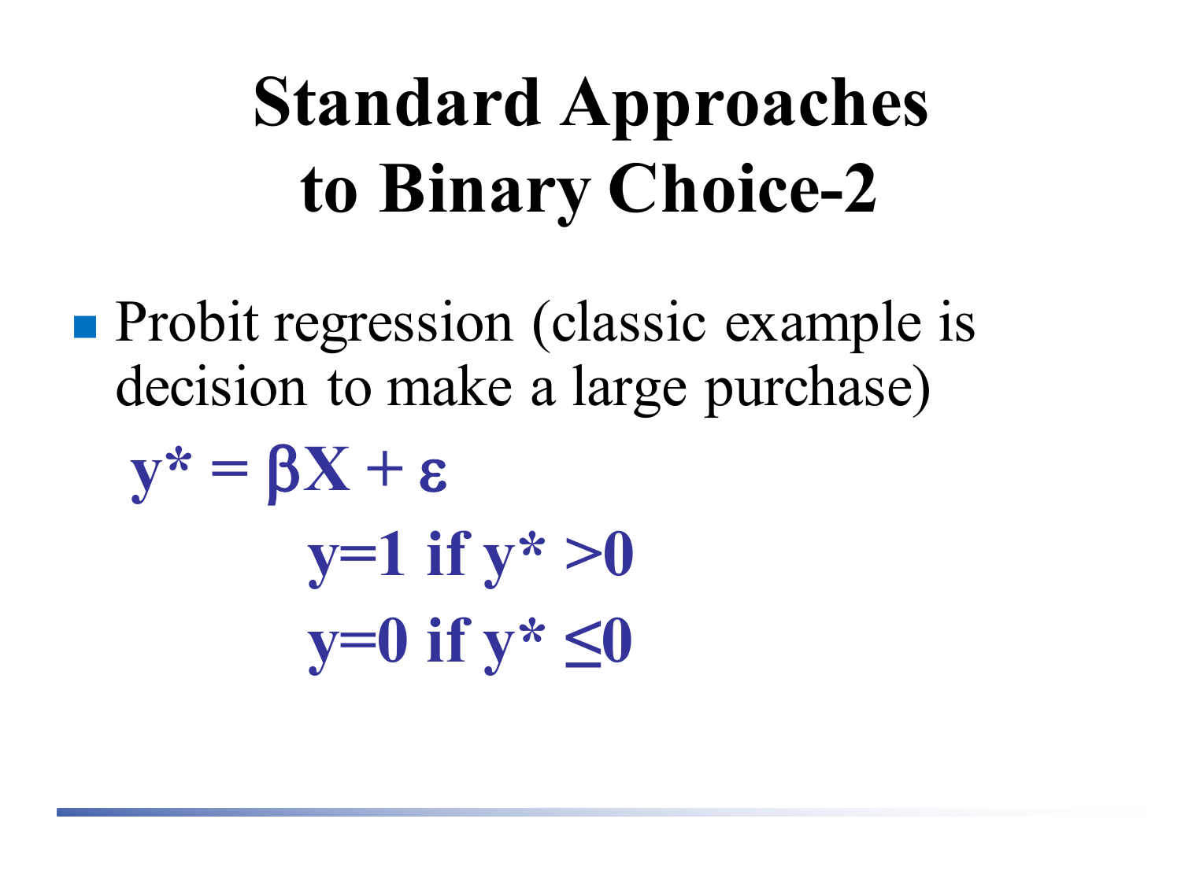# Standard Approaches to Binary Choice-2

- Probit regression (classic example is decision to make a large purchase)

$$y^* = \beta X + \varepsilon$$

$$y=1 \text{ if } y^* > 0$$

$$y=0 \text{ if } y^* \leq 0$$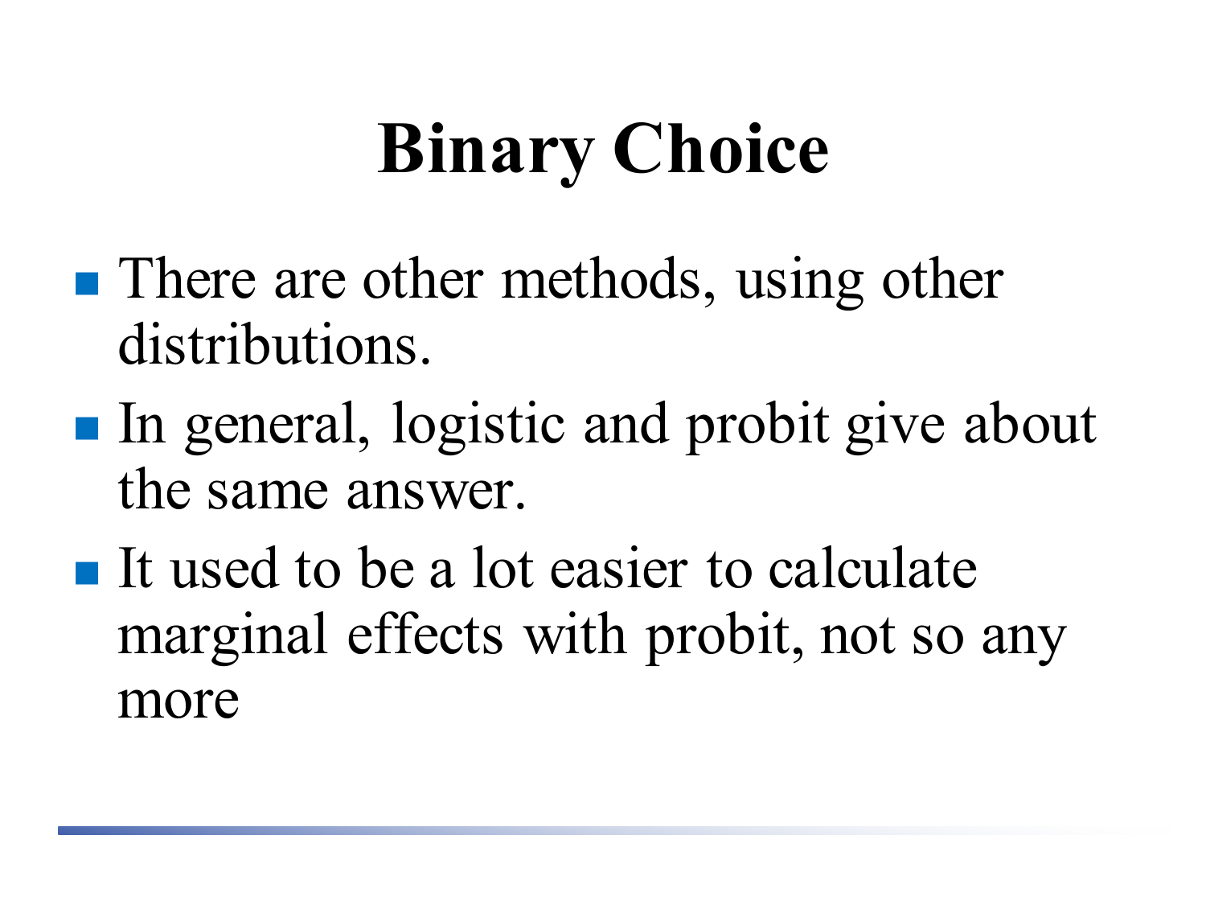# Binary Choice

- There are other methods, using other distributions.
- In general, logistic and probit give about the same answer.
- It used to be a lot easier to calculate marginal effects with probit, not so any more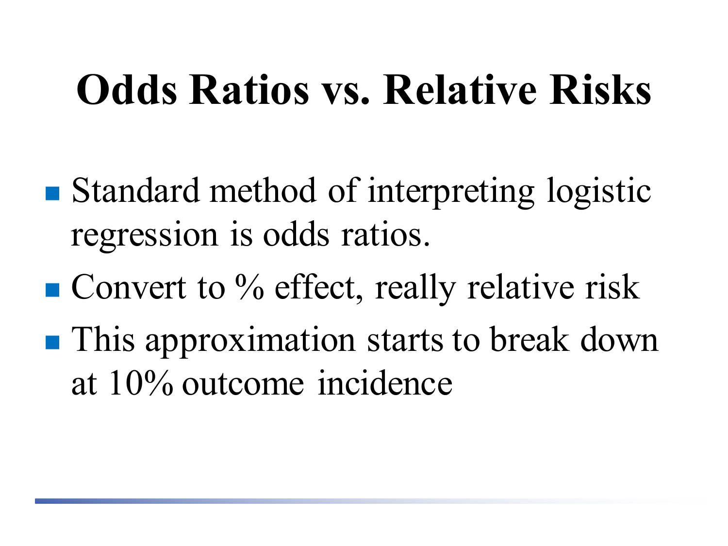# Odds Ratios vs. Relative Risks

- Standard method of interpreting logistic regression is odds ratios.
- Convert to % effect, really relative risk
- This approximation starts to break down at 10% outcome incidence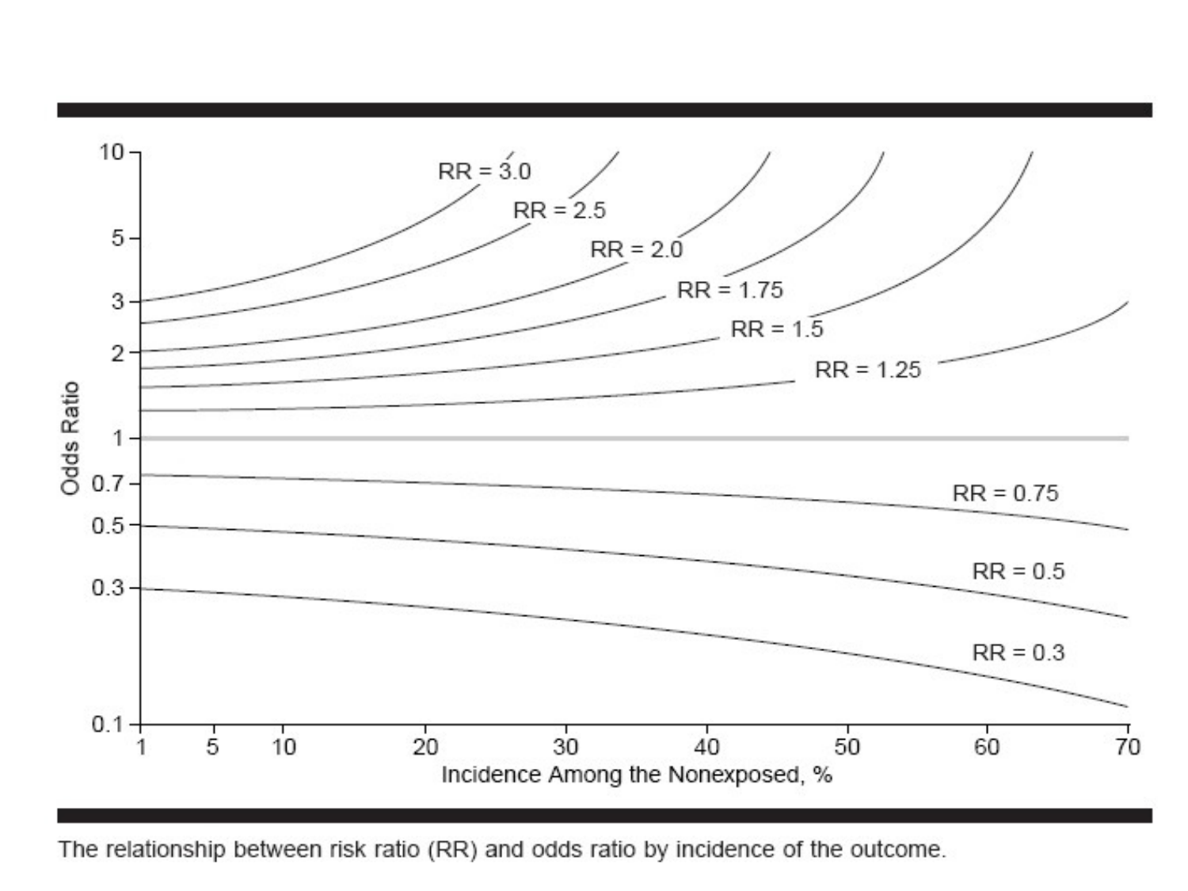The relationship between risk ratio (RR) and odds ratio by incidence of the outcome.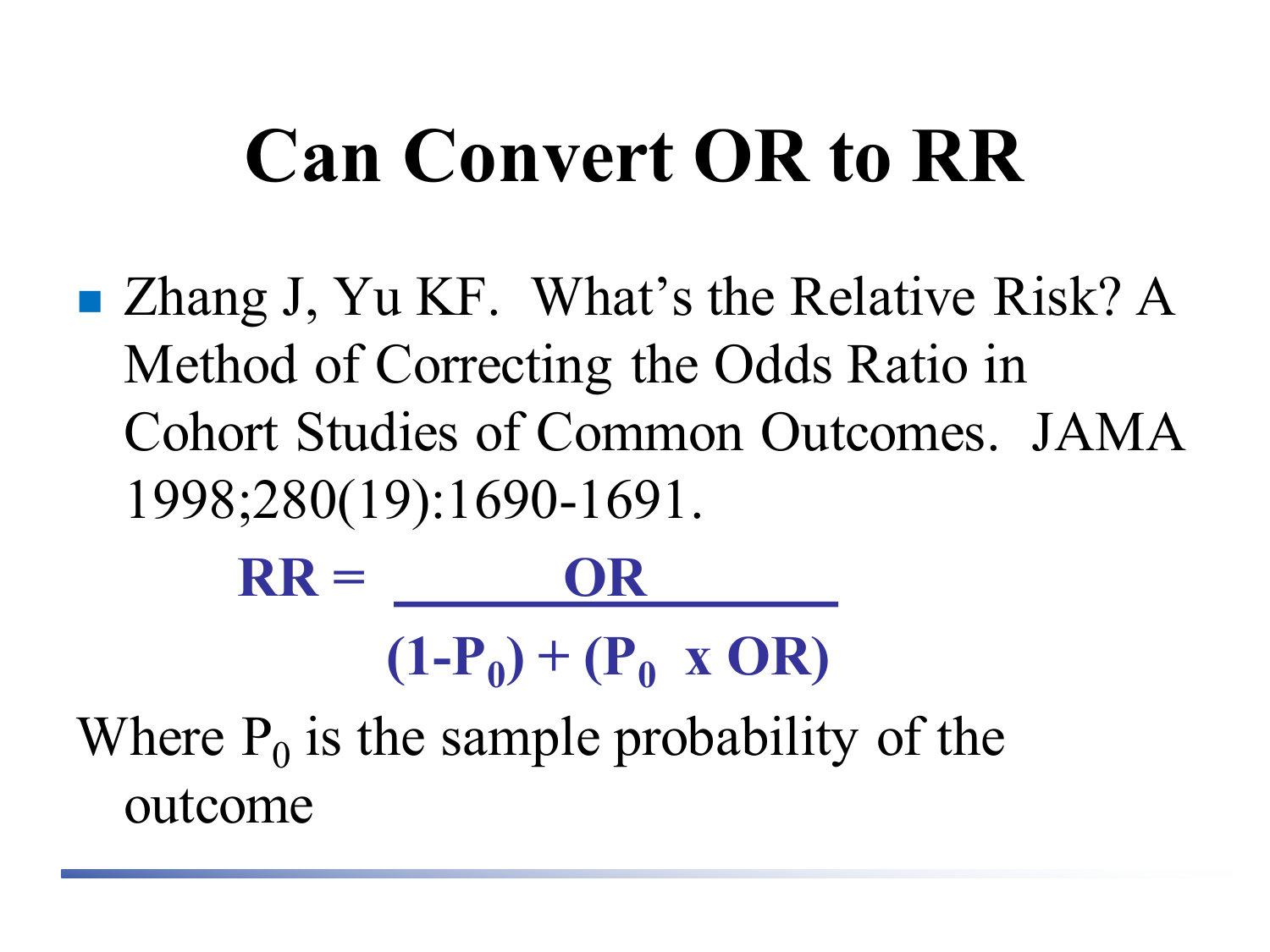# Can Convert OR to RR

- Zhang J, Yu KF. What's the Relative Risk? A Method of Correcting the Odds Ratio in Cohort Studies of Common Outcomes. JAMA 1998;280(19):1690-1691.

$$RR = \frac{OR}{(1-P_0) + (P_0 \times OR)}$$

Where $P_0$ is the sample probability of the outcome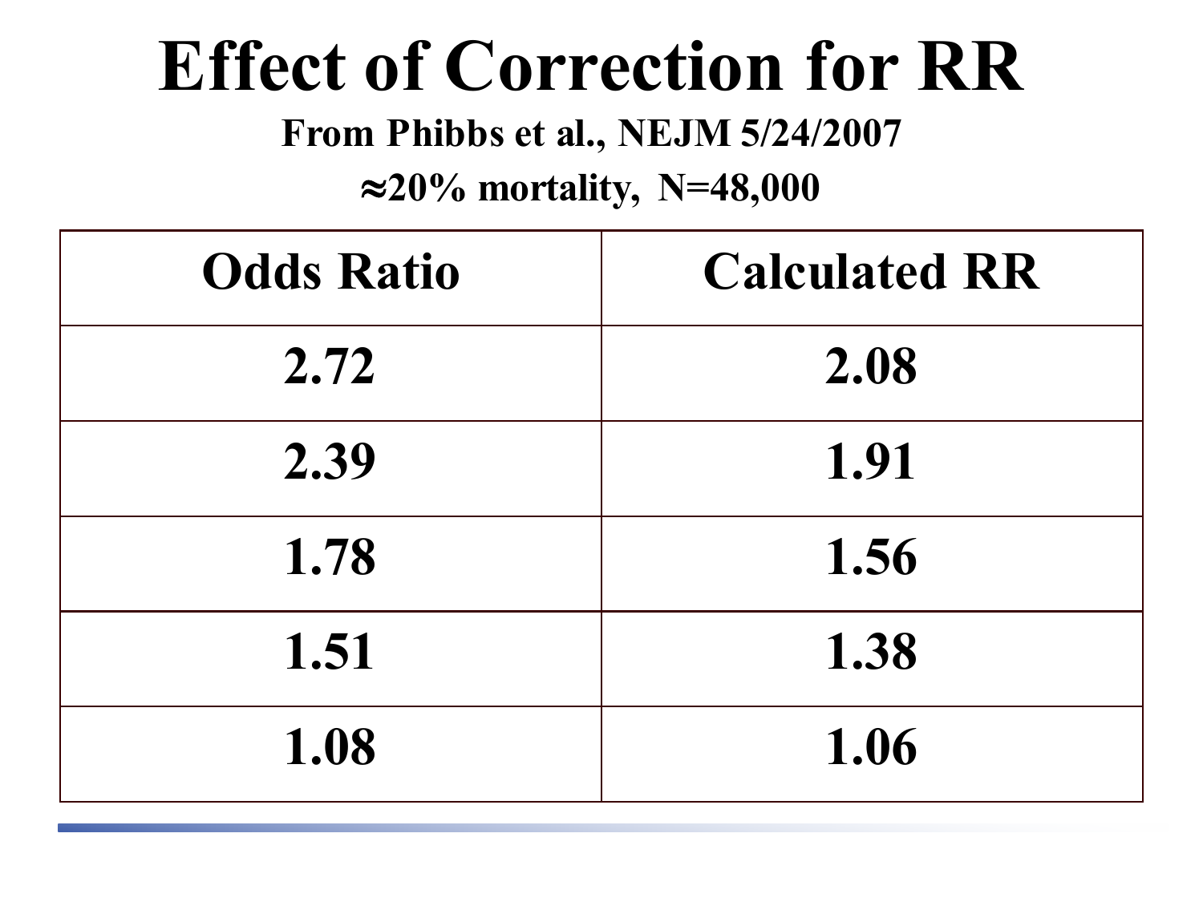# Effect of Correction for RR

**From Phibbs et al., NEJM 5/24/2007**

**≈20% mortality, N=48,000**

| Odds Ratio | Calculated RR |
|---|---|
| 2.72 | 2.08 |
| 2.39 | 1.91 |
| 1.78 | 1.56 |
| 1.51 | 1.38 |
| 1.08 | 1.06 |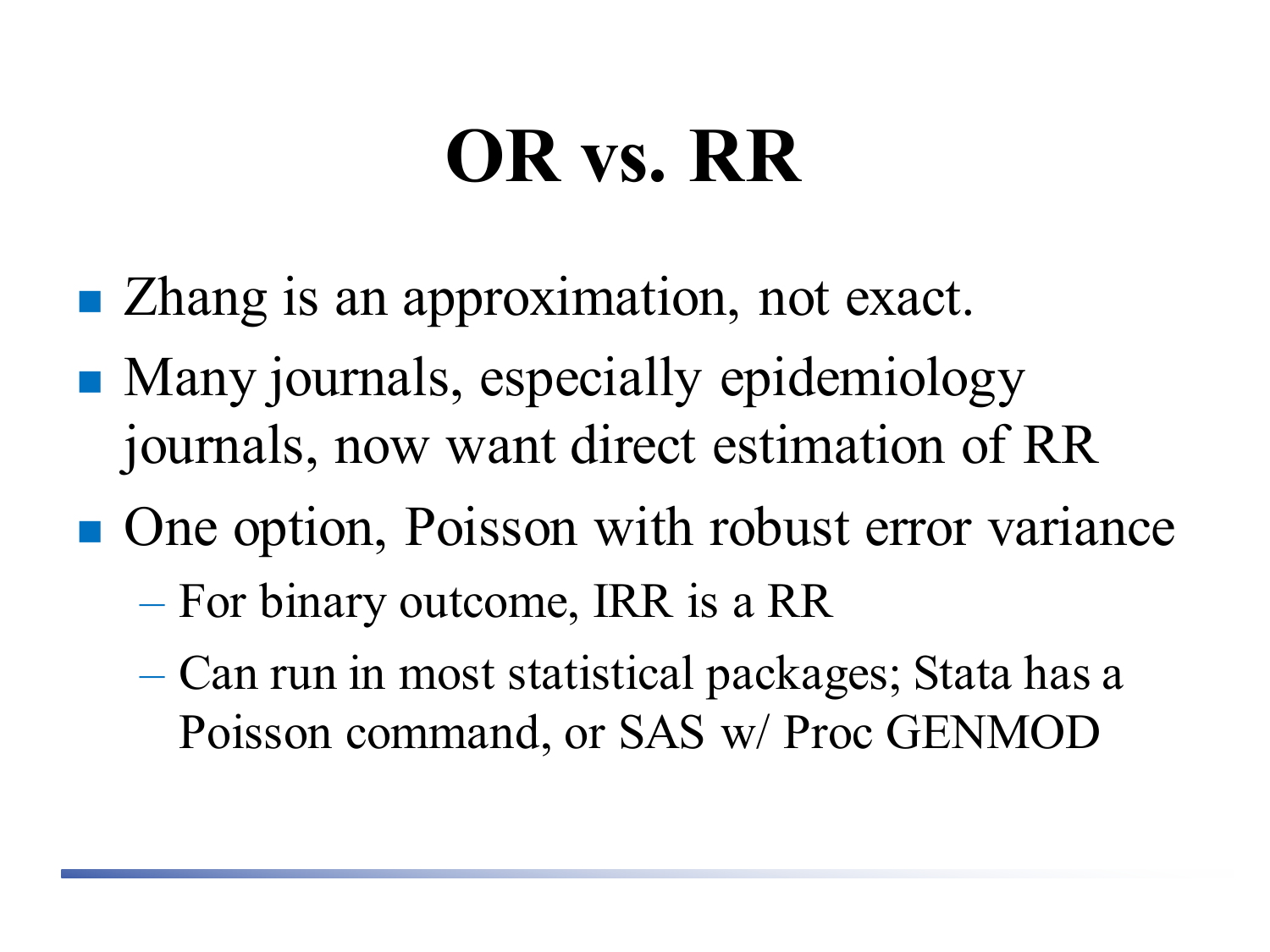# OR vs. RR

- Zhang is an approximation, not exact.
- Many journals, especially epidemiology journals, now want direct estimation of RR
- One option, Poisson with robust error variance
  - For binary outcome, IRR is a RR
  - Can run in most statistical packages; Stata has a Poisson command, or SAS w/ Proc GENMOD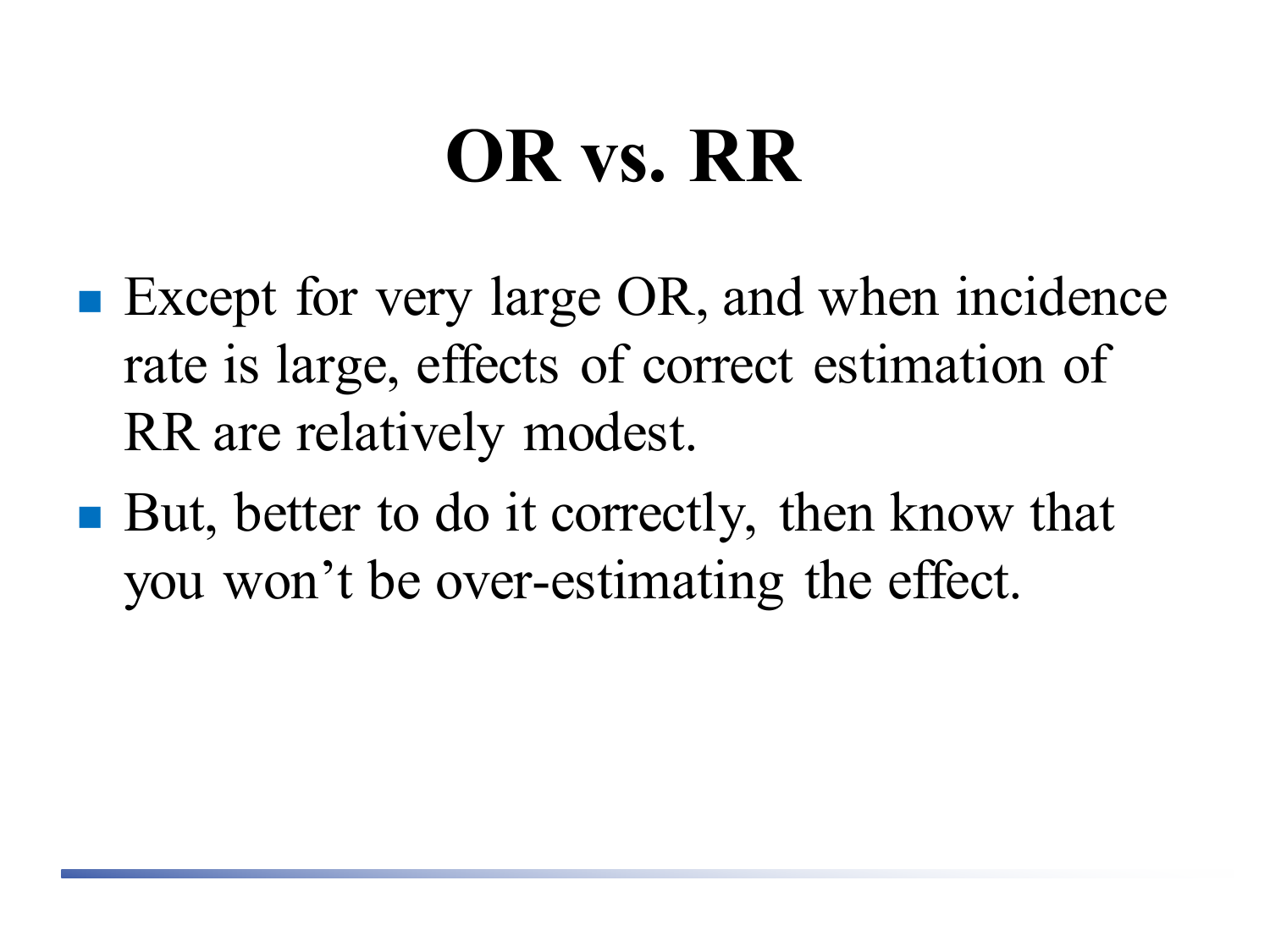# OR vs. RR

- Except for very large OR, and when incidence rate is large, effects of correct estimation of RR are relatively modest.
- But, better to do it correctly, then know that you won’t be over-estimating the effect.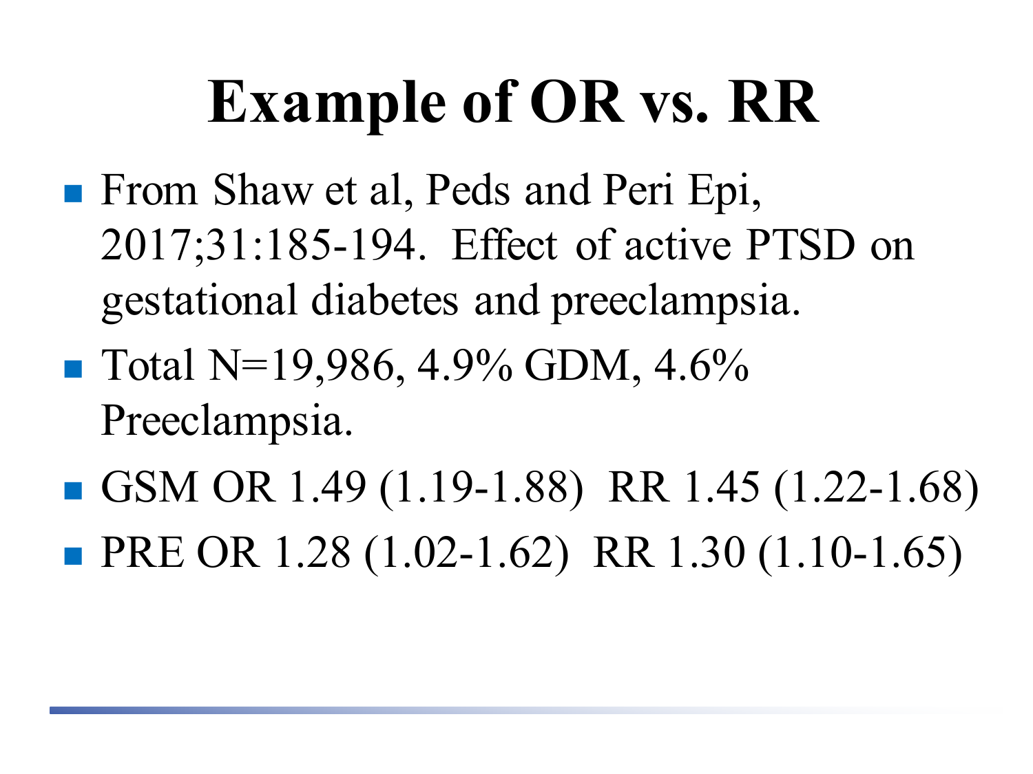# Example of OR vs. RR

- From Shaw et al, Peds and Peri Epi, 2017;31:185-194. Effect of active PTSD on gestational diabetes and preeclampsia.
- Total N=19,986, 4.9% GDM, 4.6% Preeclampsia.
- GSM OR 1.49 (1.19-1.88) RR 1.45 (1.22-1.68)
- PRE OR 1.28 (1.02-1.62) RR 1.30 (1.10-1.65)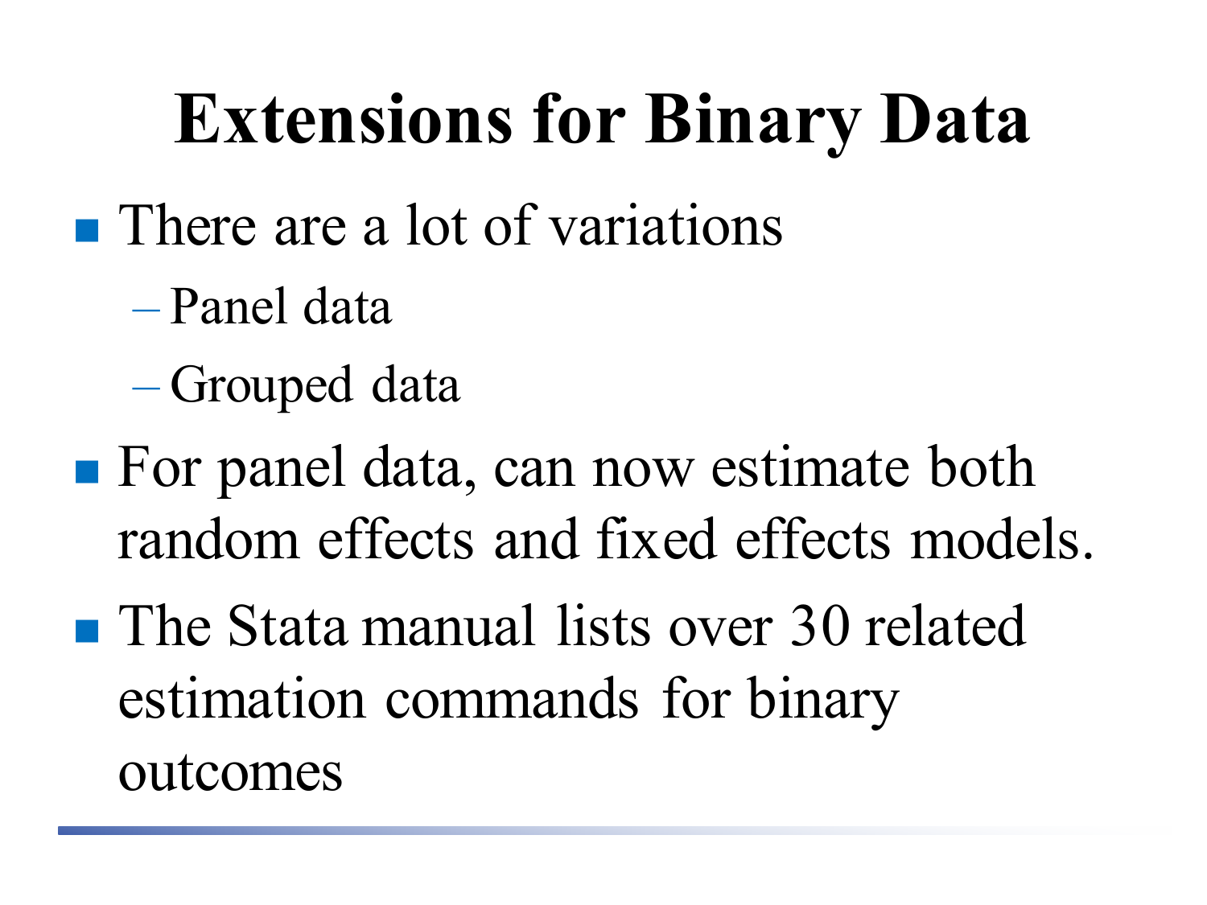# Extensions for Binary Data

- There are a lot of variations
  - Panel data
  - Grouped data
- For panel data, can now estimate both random effects and fixed effects models.
- The Stata manual lists over 30 related estimation commands for binary outcomes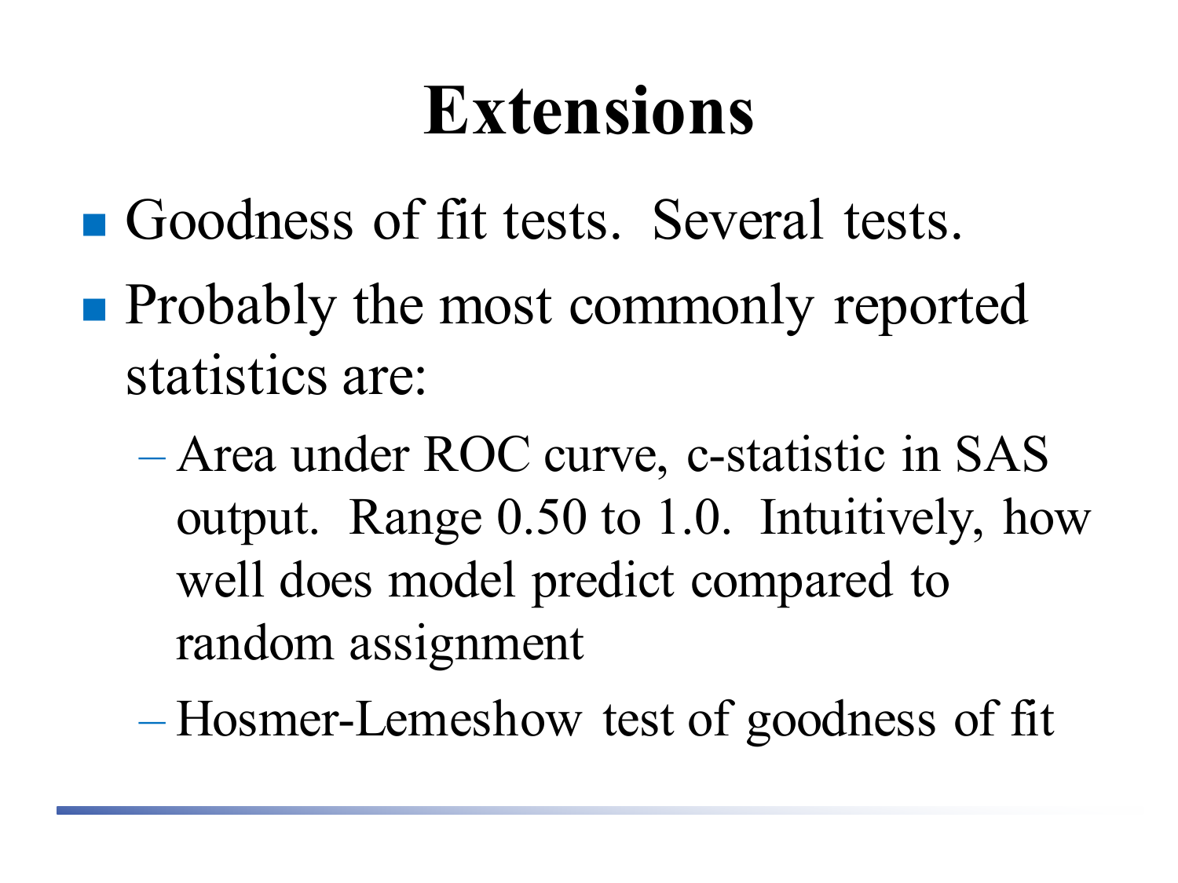# Extensions

- Goodness of fit tests. Several tests.
- Probably the most commonly reported statistics are:
  - Area under ROC curve, c-statistic in SAS output. Range 0.50 to 1.0. Intuitively, how well does model predict compared to random assignment
  - Hosmer-Lemeshow test of goodness of fit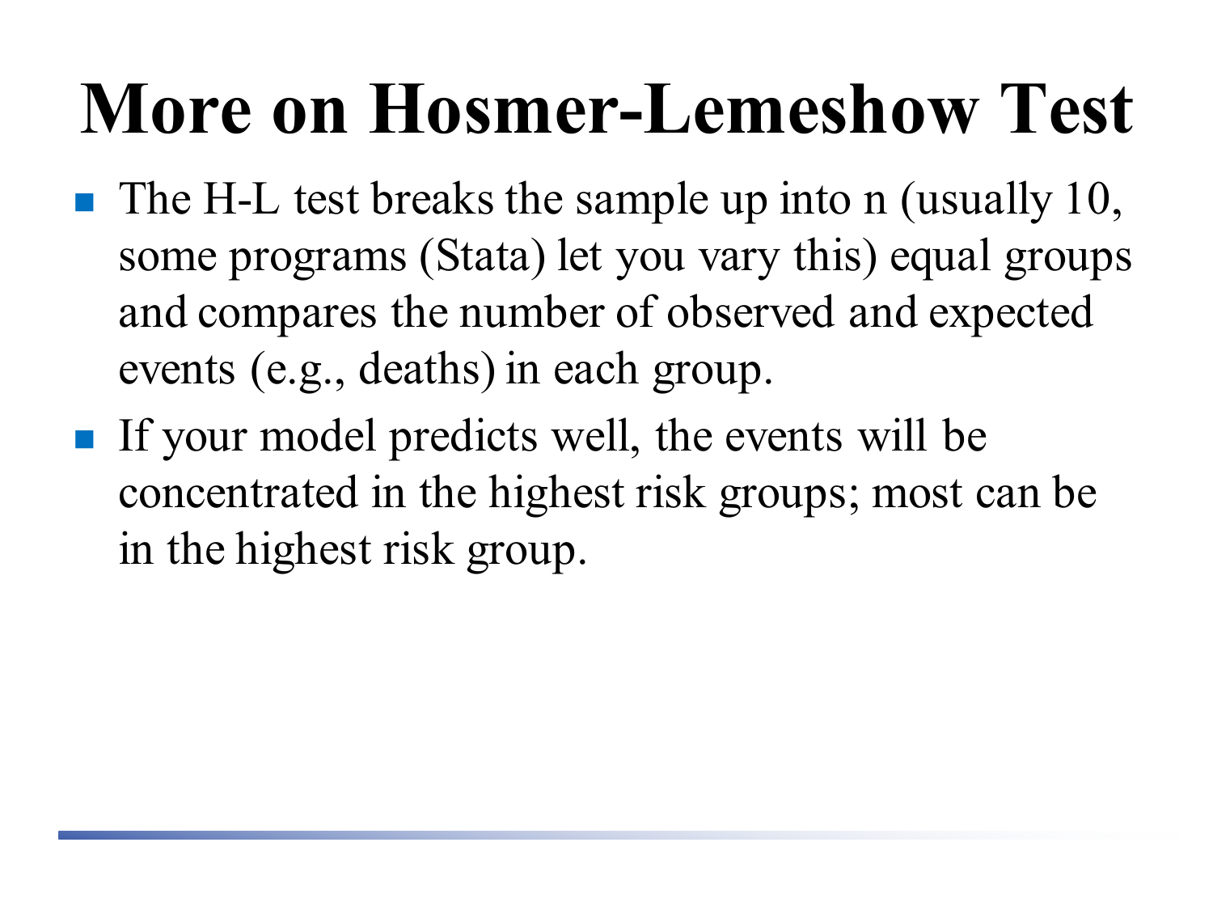# More on Hosmer-Lemeshow Test

- The H-L test breaks the sample up into n (usually 10, some programs (Stata) let you vary this) equal groups and compares the number of observed and expected events (e.g., deaths) in each group.
- If your model predicts well, the events will be concentrated in the highest risk groups; most can be in the highest risk group.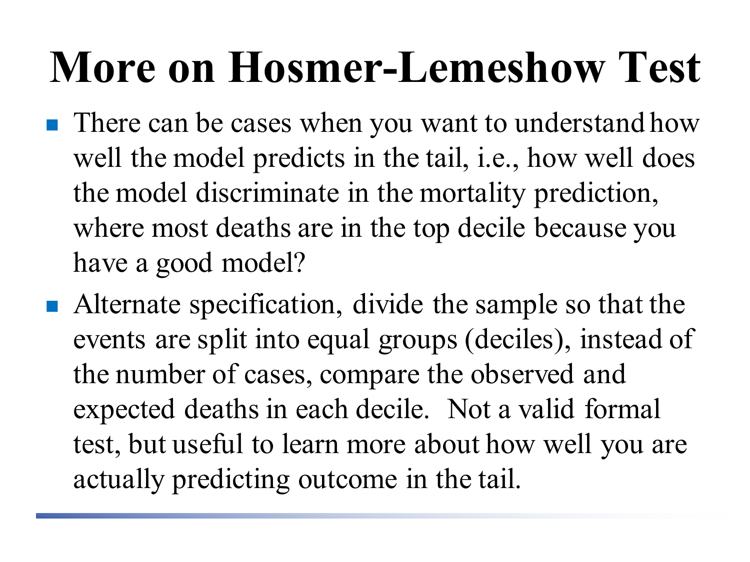# More on Hosmer-Lemeshow Test

- There can be cases when you want to understand how well the model predicts in the tail, i.e., how well does the model discriminate in the mortality prediction, where most deaths are in the top decile because you have a good model?
- Alternate specification, divide the sample so that the events are split into equal groups (deciles), instead of the number of cases, compare the observed and expected deaths in each decile. Not a valid formal test, but useful to learn more about how well you are actually predicting outcome in the tail.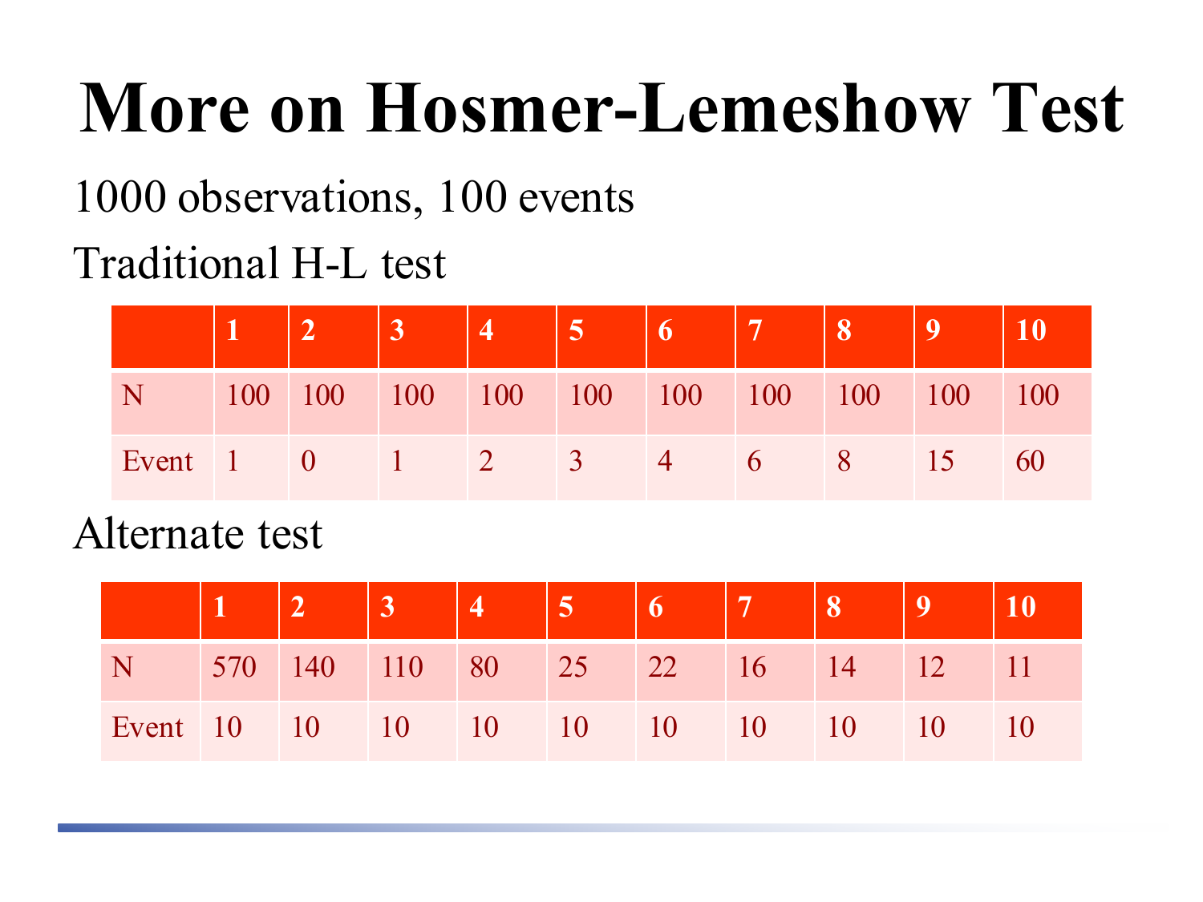# More on Hosmer-Lemeshow Test

1000 observations, 100 events

Traditional H-L test

| | 1 | 2 | 3 | 4 | 5 | 6 | 7 | 8 | 9 | 10 |
|---|---|---|---|---|---|---|---|---|---|---|
| N | 100 | 100 | 100 | 100 | 100 | 100 | 100 | 100 | 100 | 100 |
| Event | 1 | 0 | 1 | 2 | 3 | 4 | 6 | 8 | 15 | 60 |

Alternate test

| | 1 | 2 | 3 | 4 | 5 | 6 | 7 | 8 | 9 | 10 |
|---|---|---|---|---|---|---|---|---|---|---|
| N | 570 | 140 | 110 | 80 | 25 | 22 | 16 | 14 | 12 | 11 |
| Event | 10 | 10 | 10 | 10 | 10 | 10 | 10 | 10 | 10 | 10 |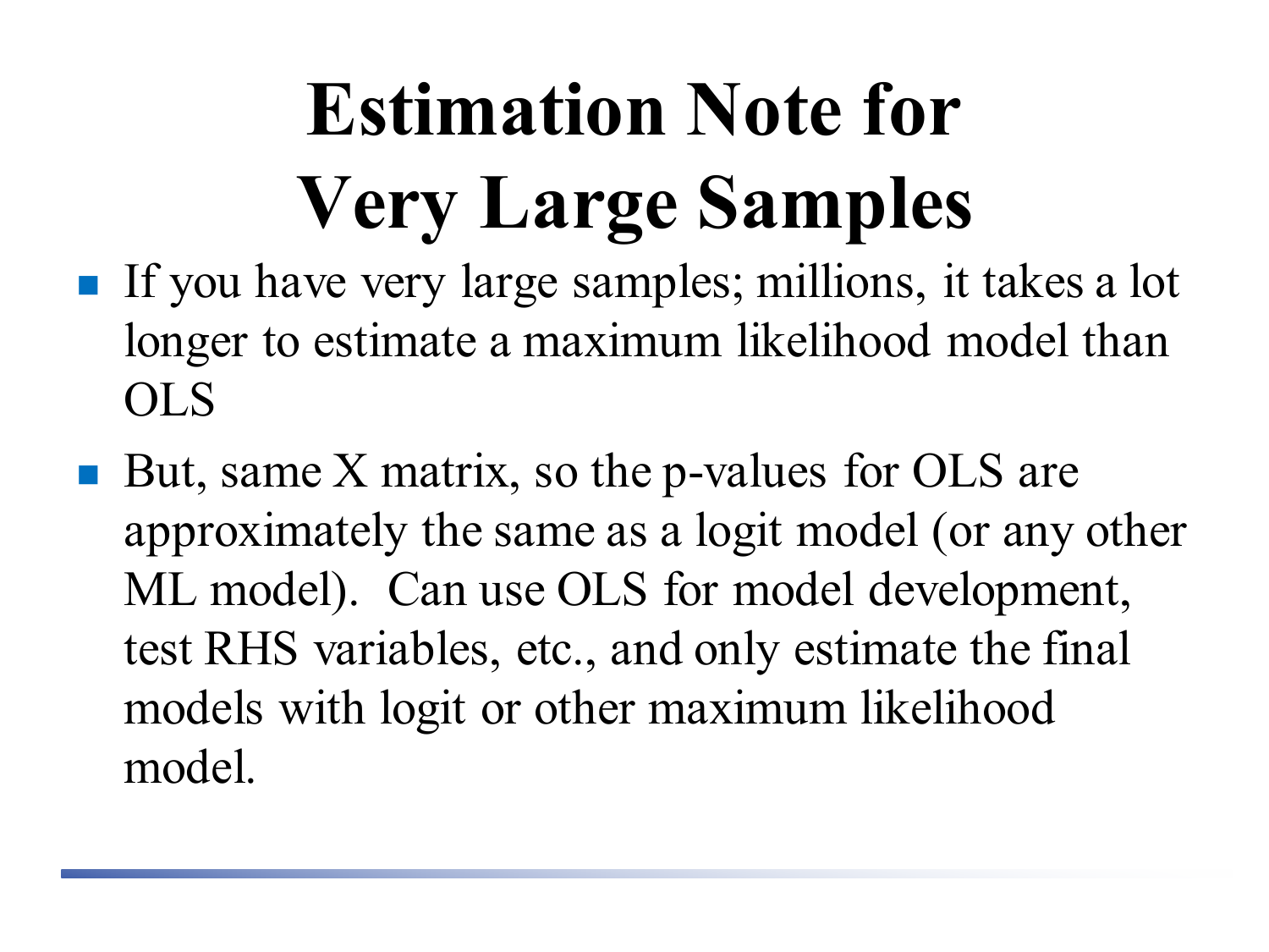# Estimation Note for Very Large Samples

- If you have very large samples; millions, it takes a lot longer to estimate a maximum likelihood model than OLS
- But, same X matrix, so the p-values for OLS are approximately the same as a logit model (or any other ML model). Can use OLS for model development, test RHS variables, etc., and only estimate the final models with logit or other maximum likelihood model.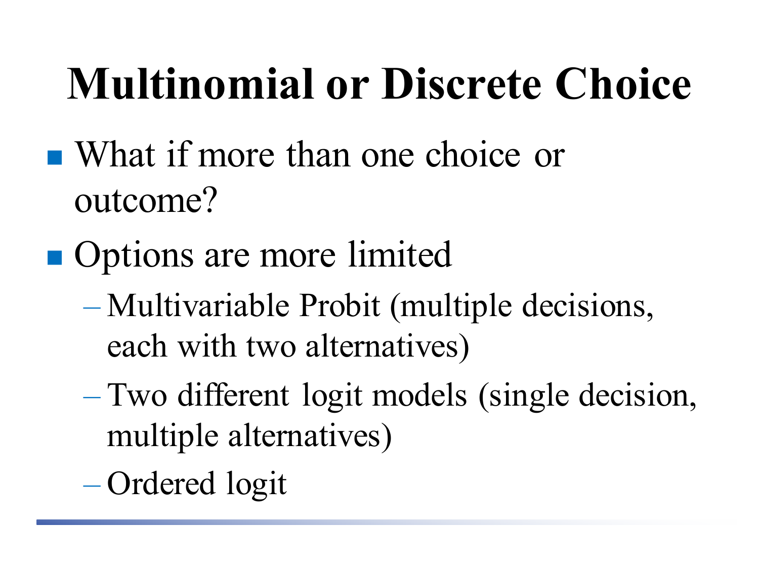# Multinomial or Discrete Choice

- What if more than one choice or outcome?
- Options are more limited
  - Multivariable Probit (multiple decisions, each with two alternatives)
  - Two different logit models (single decision, multiple alternatives)
  - Ordered logit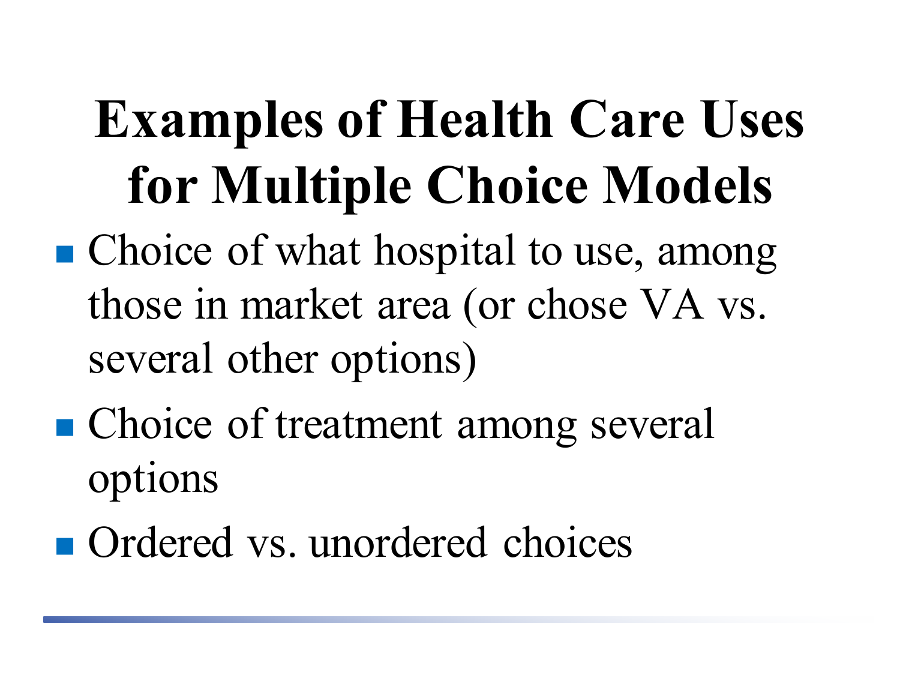# Examples of Health Care Uses for Multiple Choice Models

- Choice of what hospital to use, among those in market area (or chose VA vs. several other options)
- Choice of treatment among several options
- Ordered vs. unordered choices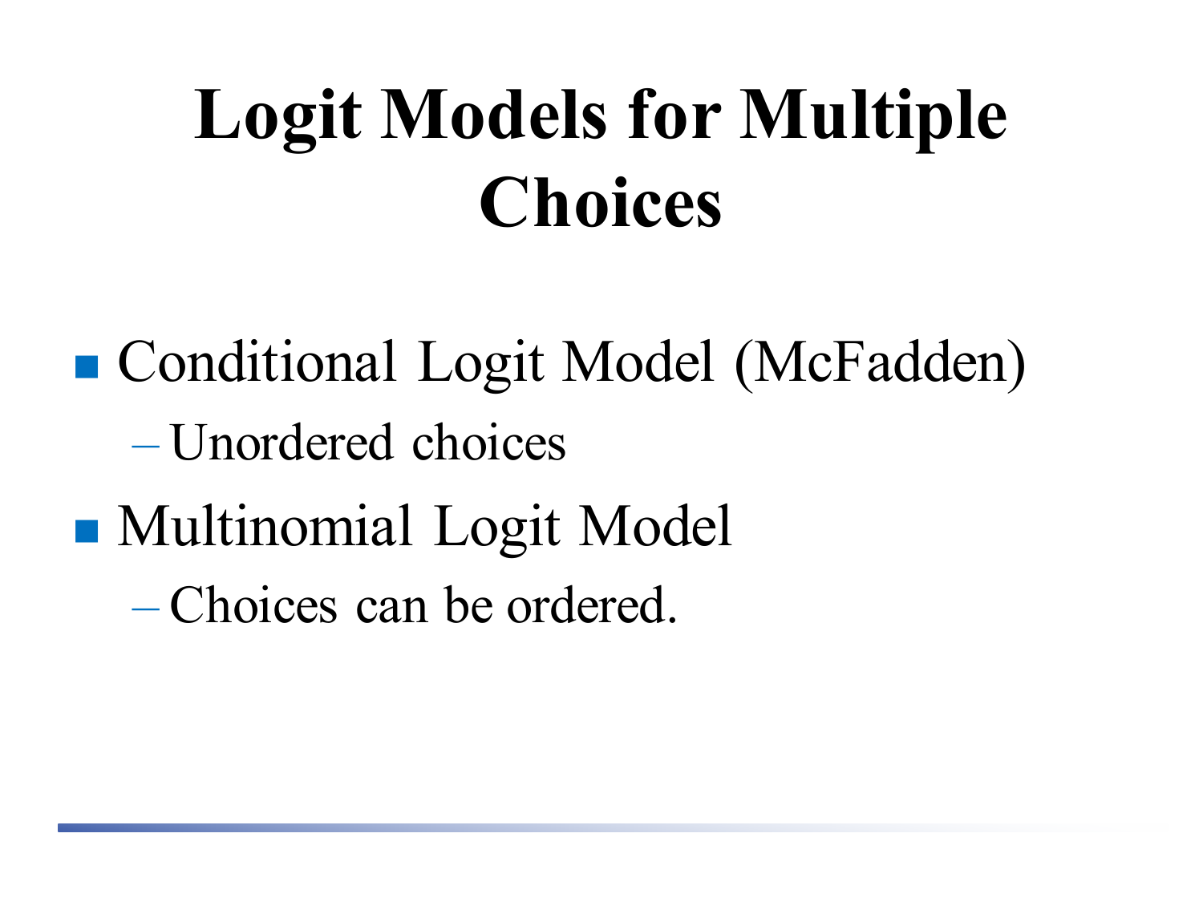# Logit Models for Multiple Choices

- Conditional Logit Model (McFadden)
  - Unordered choices
- Multinomial Logit Model
  - Choices can be ordered.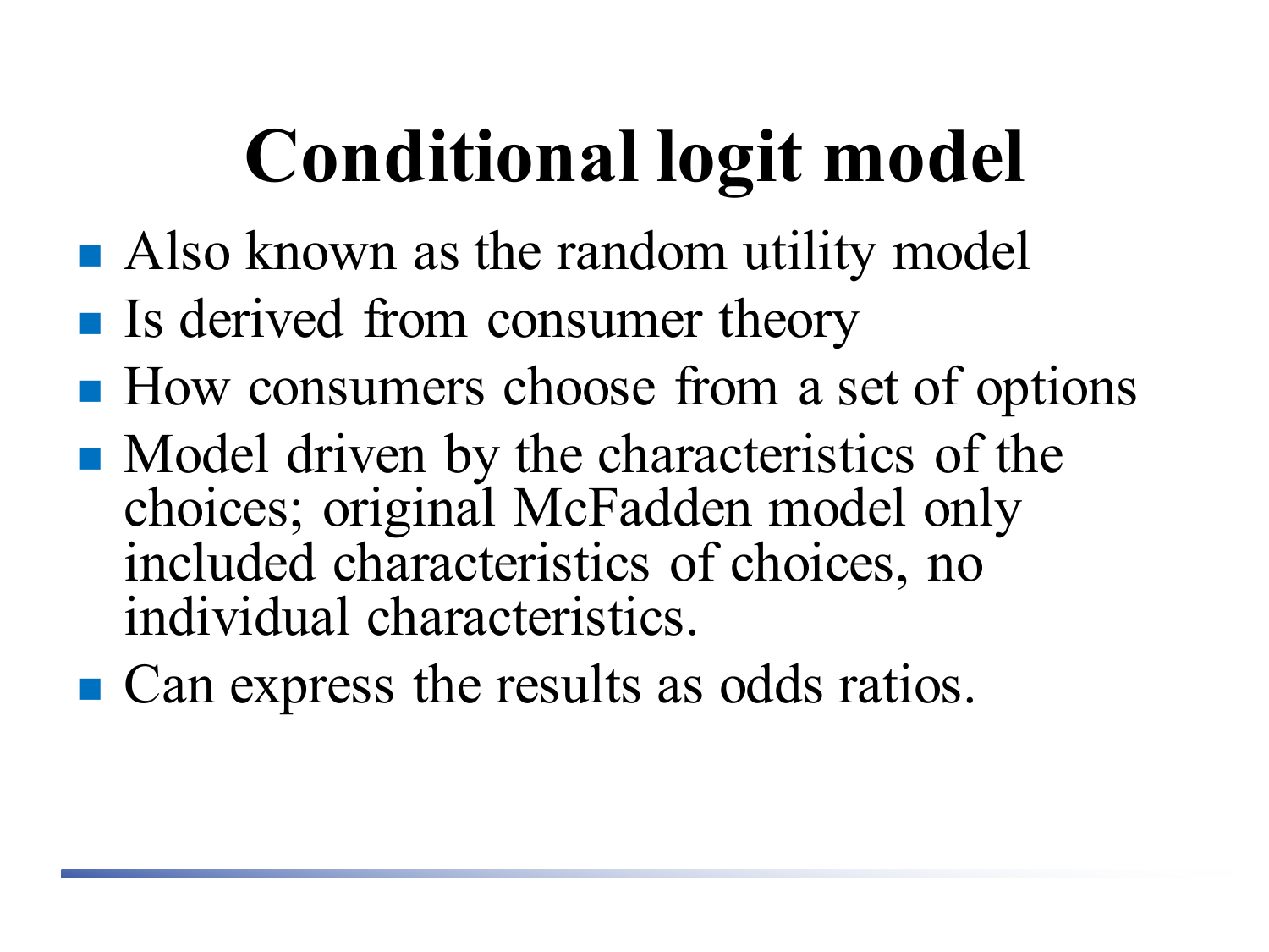# Conditional logit model

- Also known as the random utility model
- Is derived from consumer theory
- How consumers choose from a set of options
- Model driven by the characteristics of the choices; original McFadden model only included characteristics of choices, no individual characteristics.
- Can express the results as odds ratios.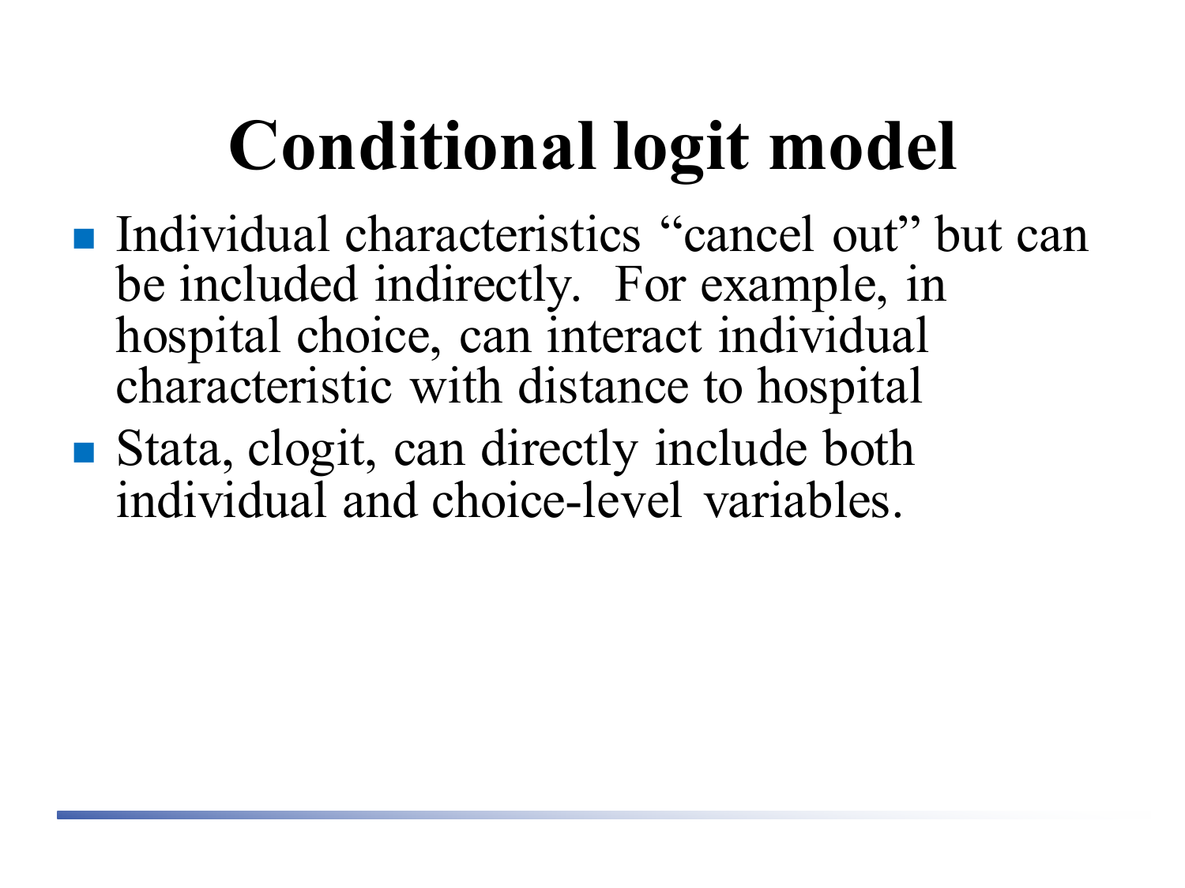# Conditional logit model

- Individual characteristics "cancel out" but can be included indirectly. For example, in hospital choice, can interact individual characteristic with distance to hospital
- Stata, clogit, can directly include both individual and choice-level variables.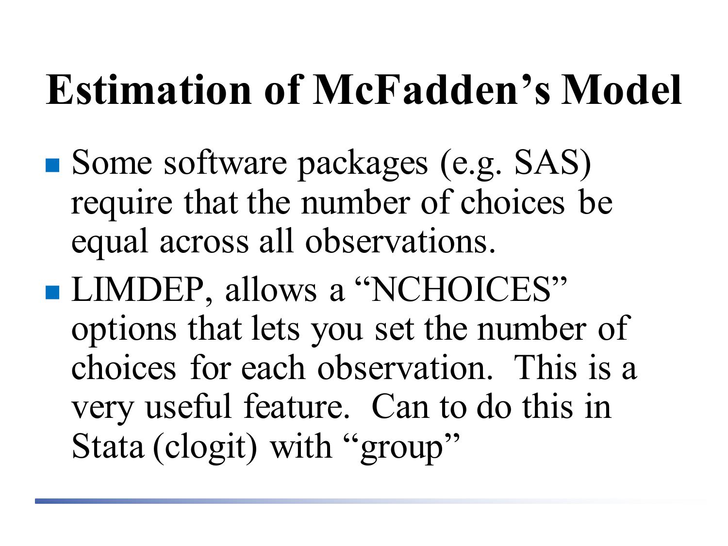# Estimation of McFadden's Model

- Some software packages (e.g. SAS) require that the number of choices be equal across all observations.
- LIMDEP, allows a "NCHOICES" options that lets you set the number of choices for each observation. This is a very useful feature. Can to do this in Stata (clogit) with "group"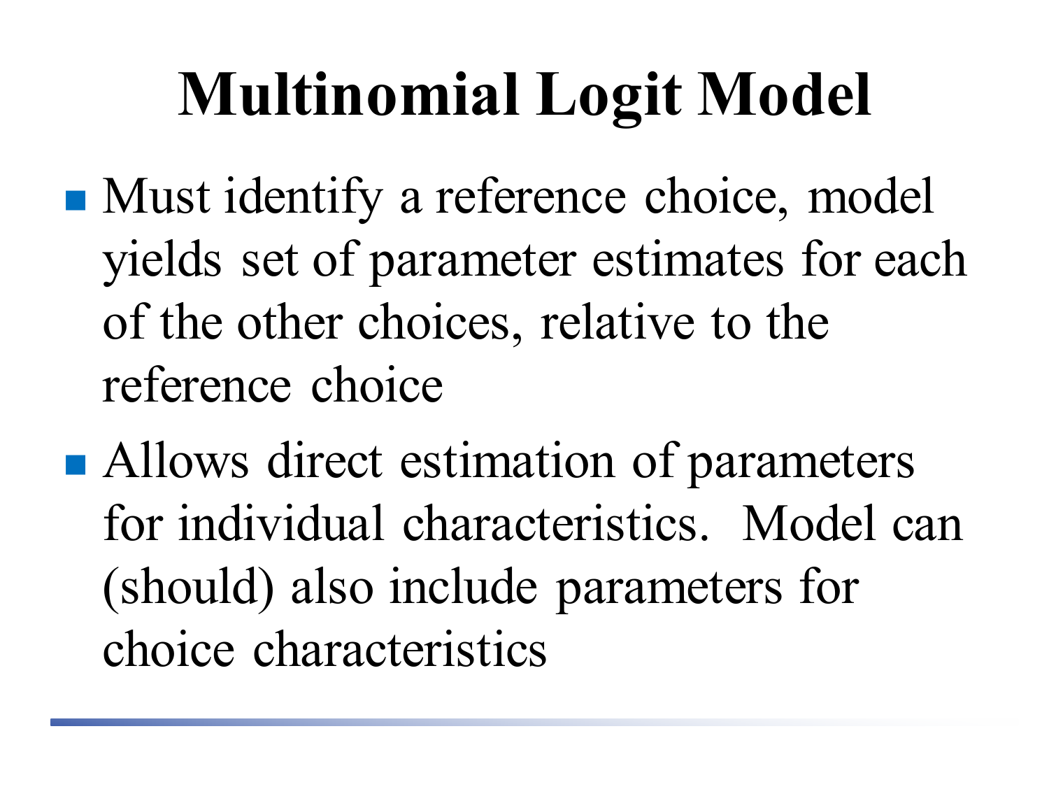# Multinomial Logit Model

- Must identify a reference choice, model yields set of parameter estimates for each of the other choices, relative to the reference choice
- Allows direct estimation of parameters for individual characteristics. Model can (should) also include parameters for choice characteristics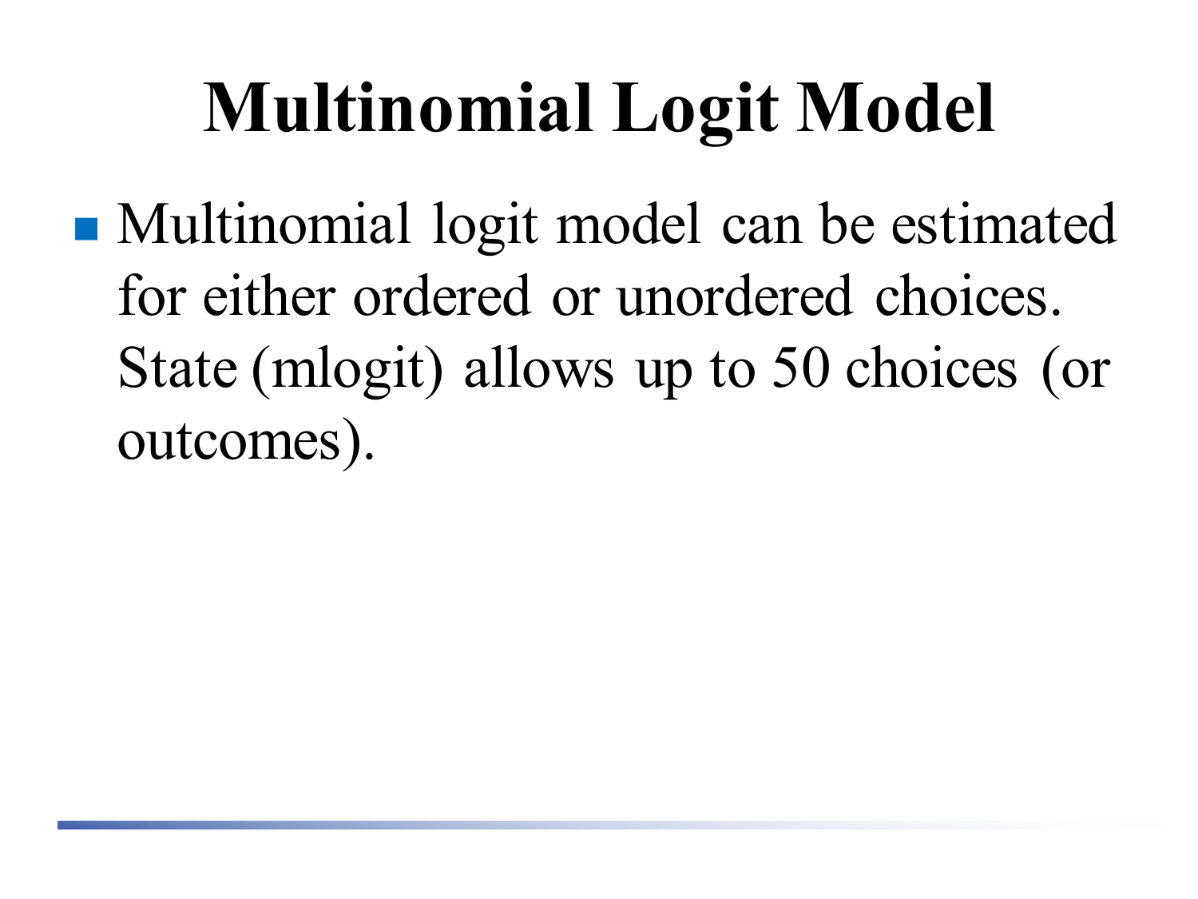# Multinomial Logit Model

- Multinomial logit model can be estimated for either ordered or unordered choices. State (mlogit) allows up to 50 choices (or outcomes).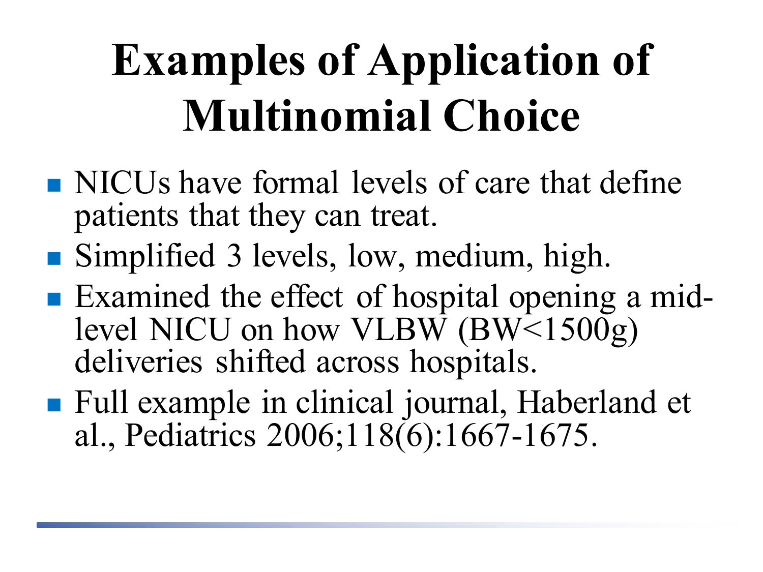# Examples of Application of Multinomial Choice

- NICUs have formal levels of care that define patients that they can treat.
- Simplified 3 levels, low, medium, high.
- Examined the effect of hospital opening a mid-level NICU on how VLBW (BW<1500g) deliveries shifted across hospitals.
- Full example in clinical journal, Haberland et al., Pediatrics 2006;118(6):1667-1675.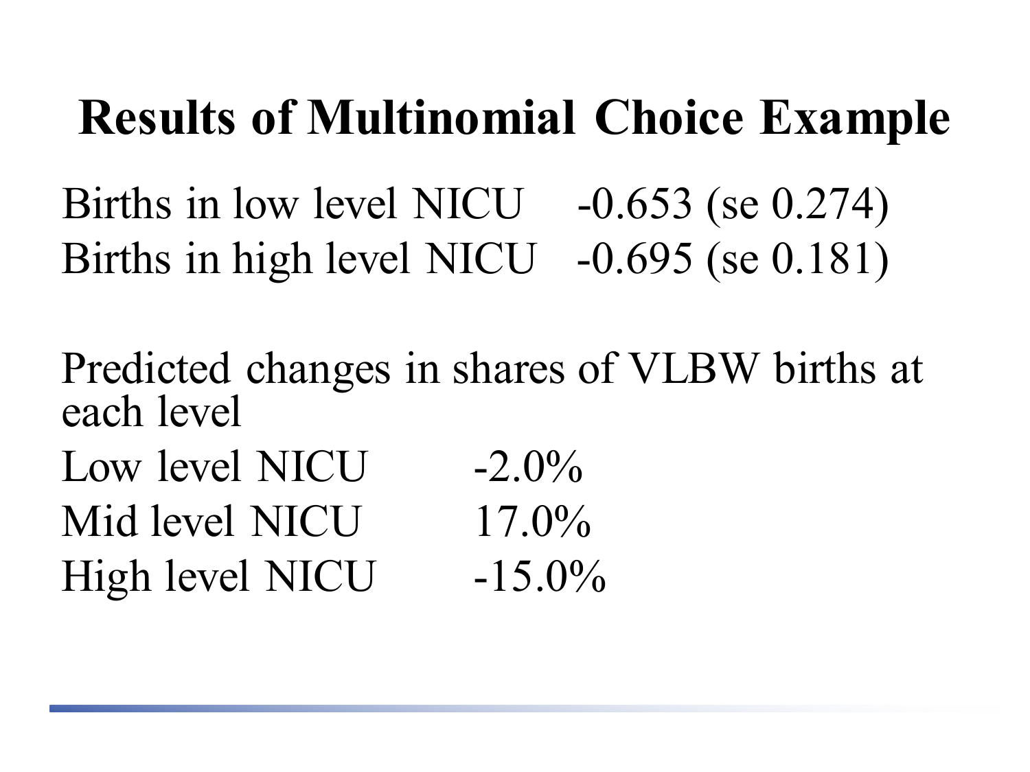# Results of Multinomial Choice Example

| | |
|---|---|
| Births in low level NICU | -0.653 (se 0.274) |
| Births in high level NICU | -0.695 (se 0.181) |

Predicted changes in shares of VLBW births at each level

| | |
|---|---|
| Low level NICU | -2.0% |
| Mid level NICU | 17.0% |
| High level NICU | -15.0% |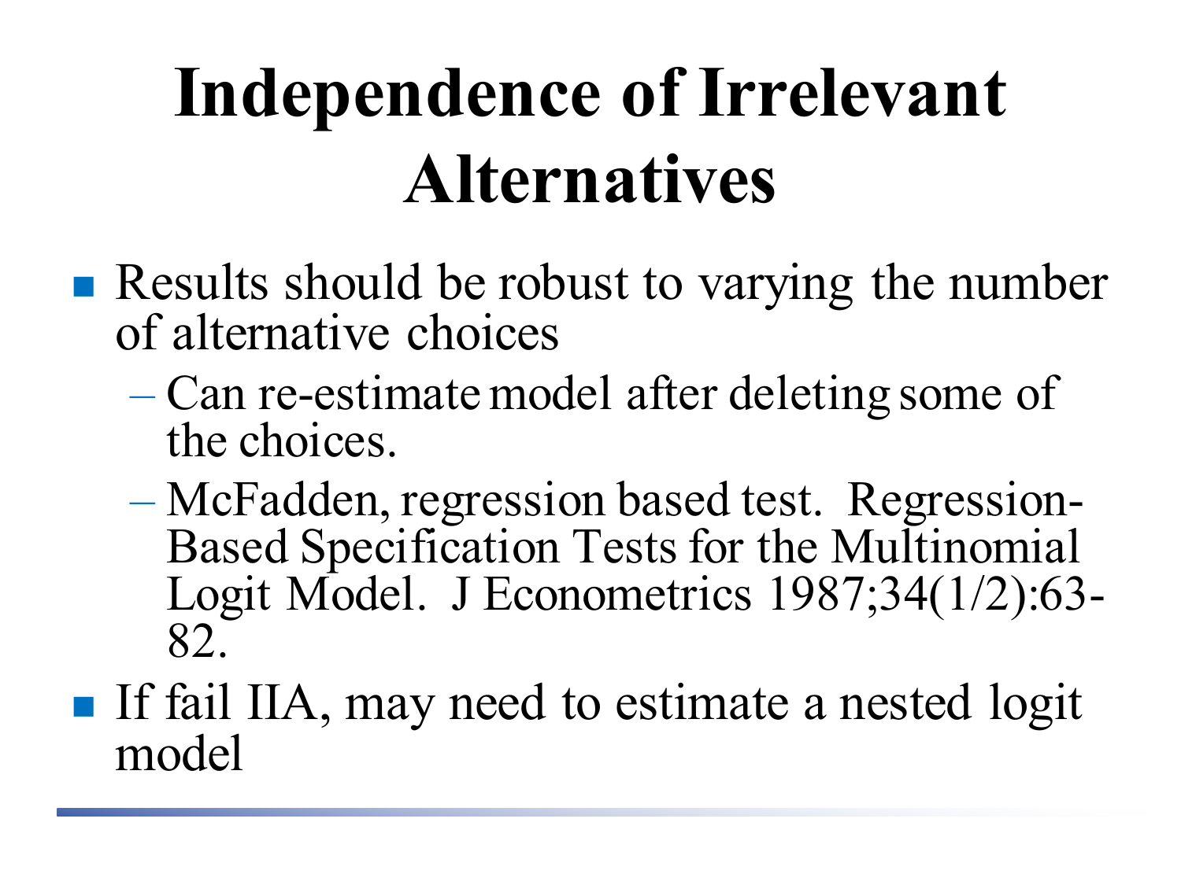# Independence of Irrelevant Alternatives

- Results should be robust to varying the number of alternative choices
  - Can re-estimate model after deleting some of the choices.
  - McFadden, regression based test. Regression-Based Specification Tests for the Multinomial Logit Model. J Econometrics 1987;34(1/2):63-82.
- If fail IIA, may need to estimate a nested logit model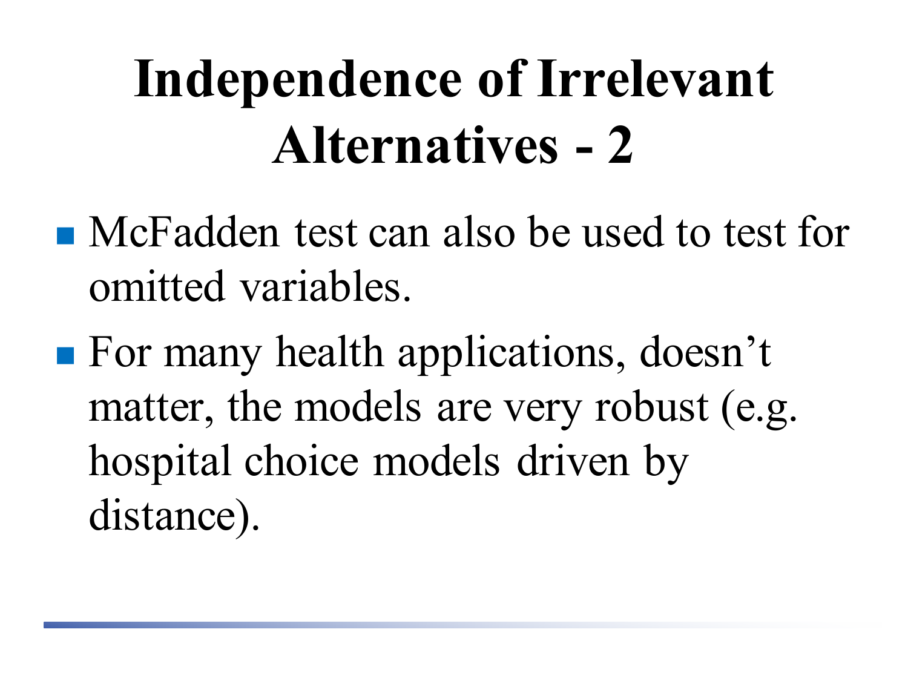# Independence of Irrelevant Alternatives - 2

- McFadden test can also be used to test for omitted variables.
- For many health applications, doesn't matter, the models are very robust (e.g. hospital choice models driven by distance).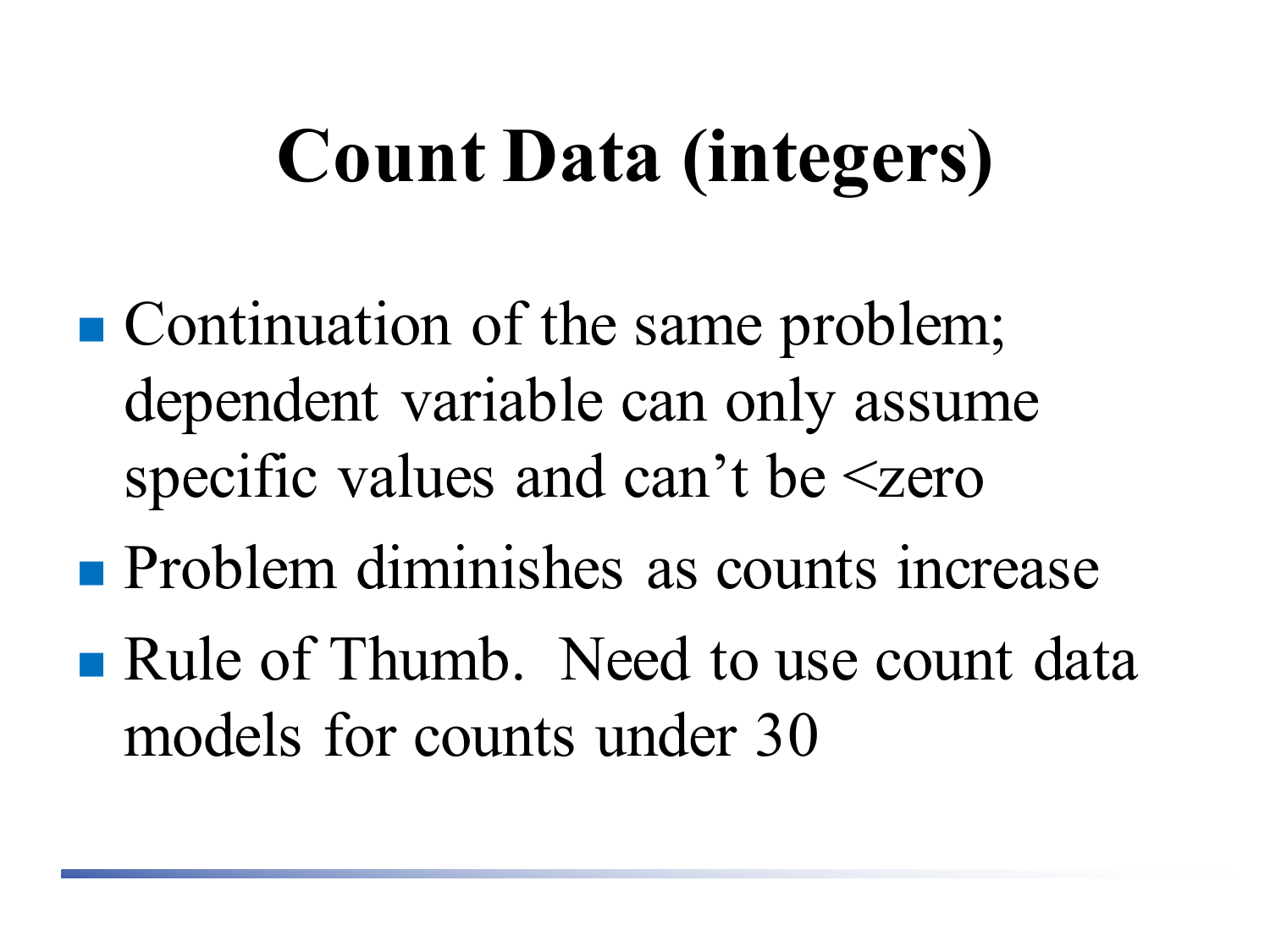# Count Data (integers)

- Continuation of the same problem; dependent variable can only assume specific values and can't be <zero
- Problem diminishes as counts increase
- Rule of Thumb. Need to use count data models for counts under 30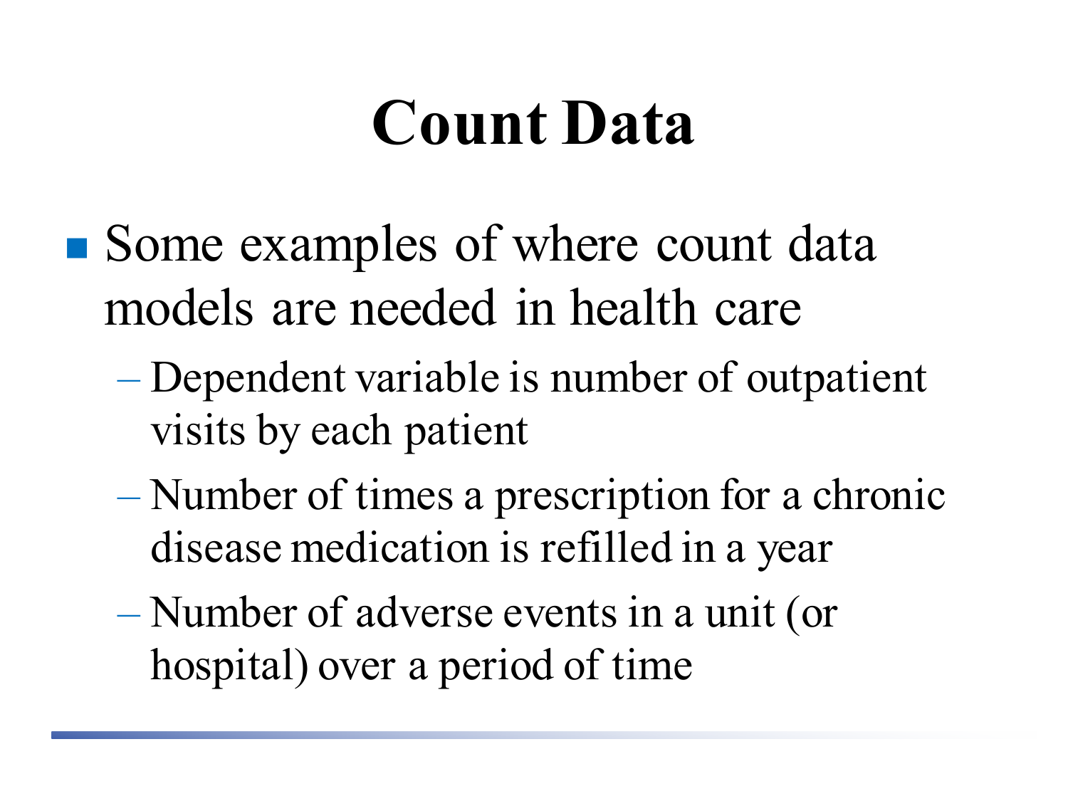# Count Data

- Some examples of where count data models are needed in health care
  - Dependent variable is number of outpatient visits by each patient
  - Number of times a prescription for a chronic disease medication is refilled in a year
  - Number of adverse events in a unit (or hospital) over a period of time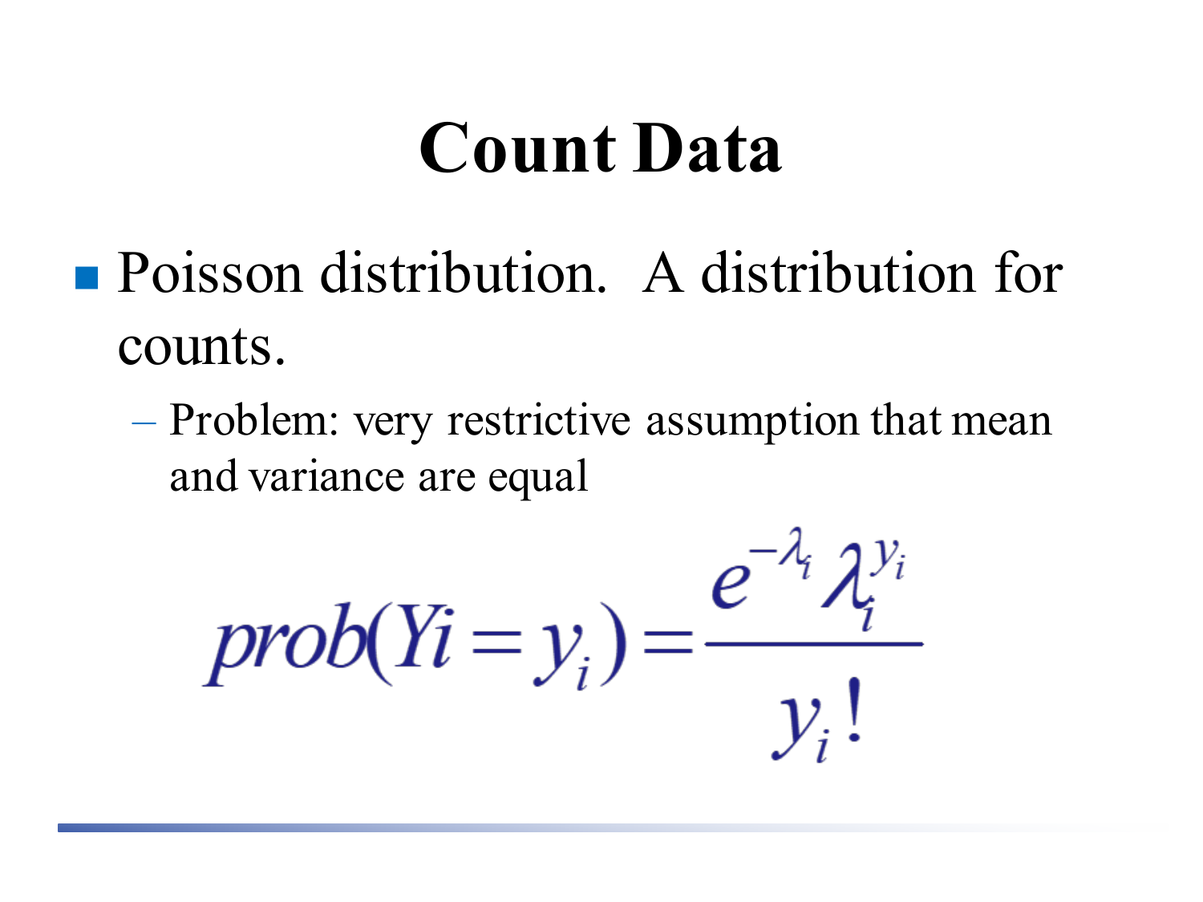# Count Data

- Poisson distribution. A distribution for counts.
  - Problem: very restrictive assumption that mean and variance are equal

$$prob(Yi = y_i) = \frac{e^{-\lambda_i} \lambda_i^{y_i}}{y_i!}$$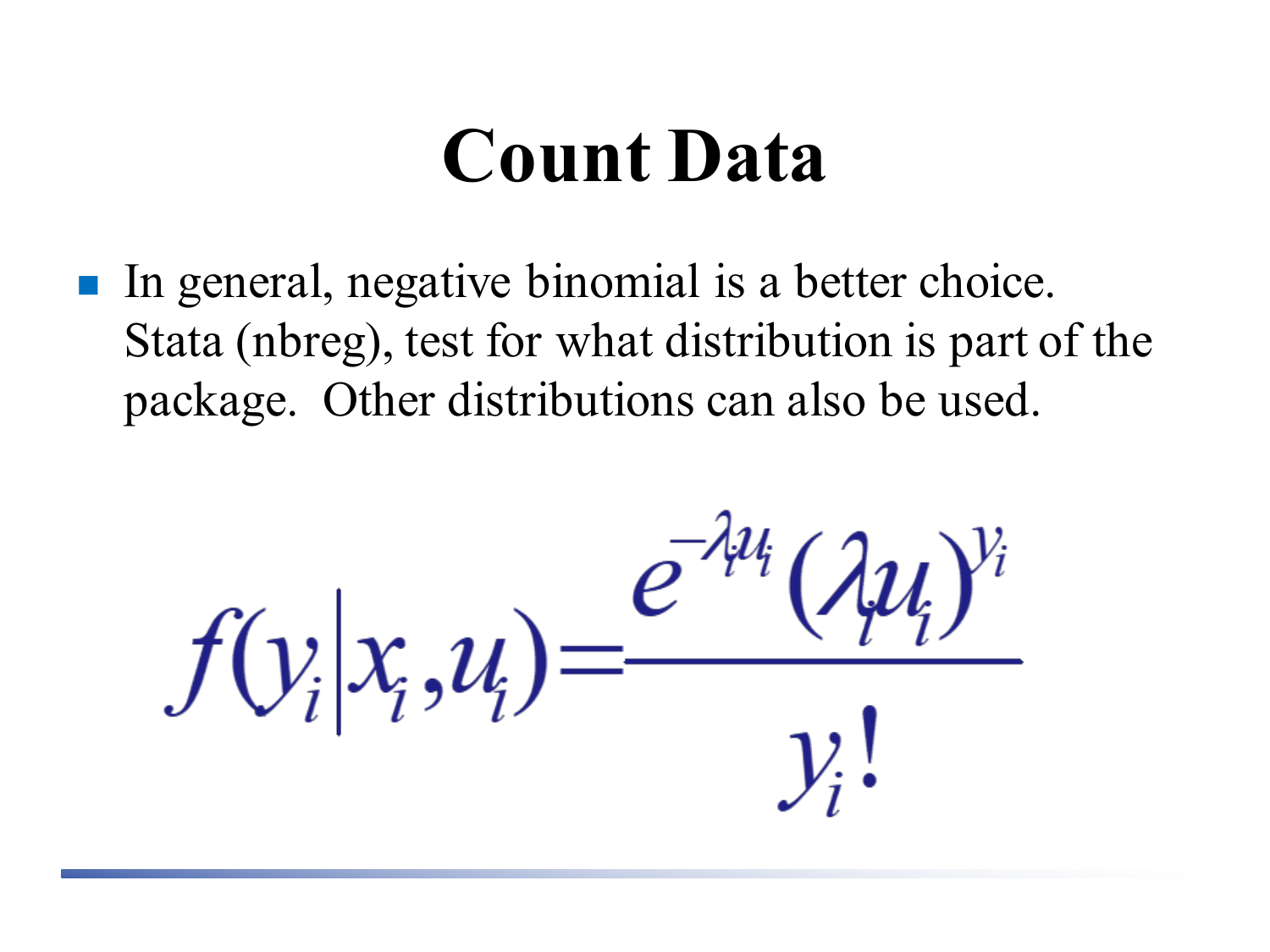# Count Data

- In general, negative binomial is a better choice. Stata (nbreg), test for what distribution is part of the package. Other distributions can also be used.

$$f(y_i | x_i, u_i) = \frac{e^{-\lambda_i u_i} (\lambda_i u_i)^{y_i}}{y_i!}$$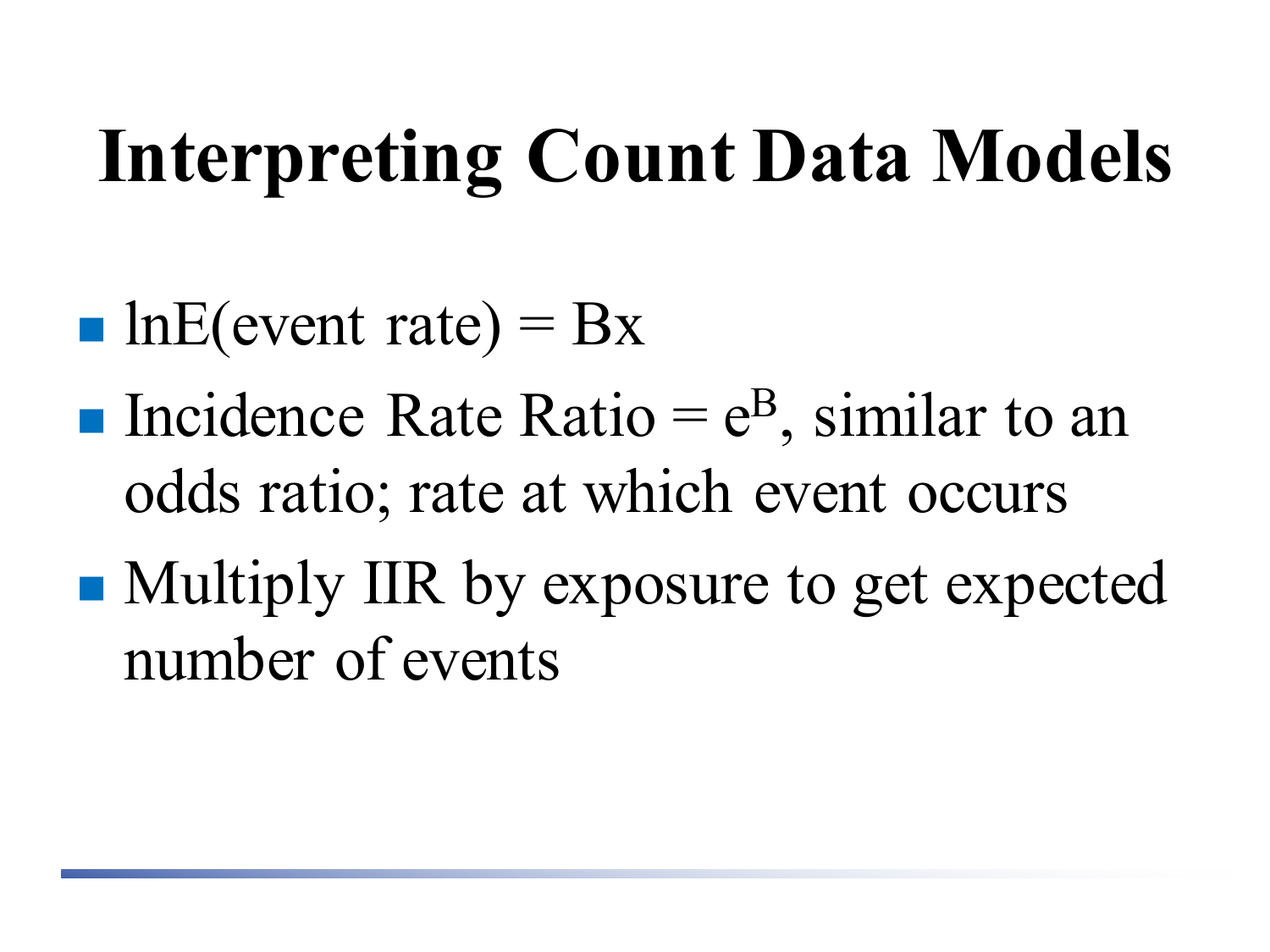# Interpreting Count Data Models

- lnE(event rate) = Bx
- Incidence Rate Ratio = $e^B$, similar to an odds ratio; rate at which event occurs
- Multiply IIR by exposure to get expected number of events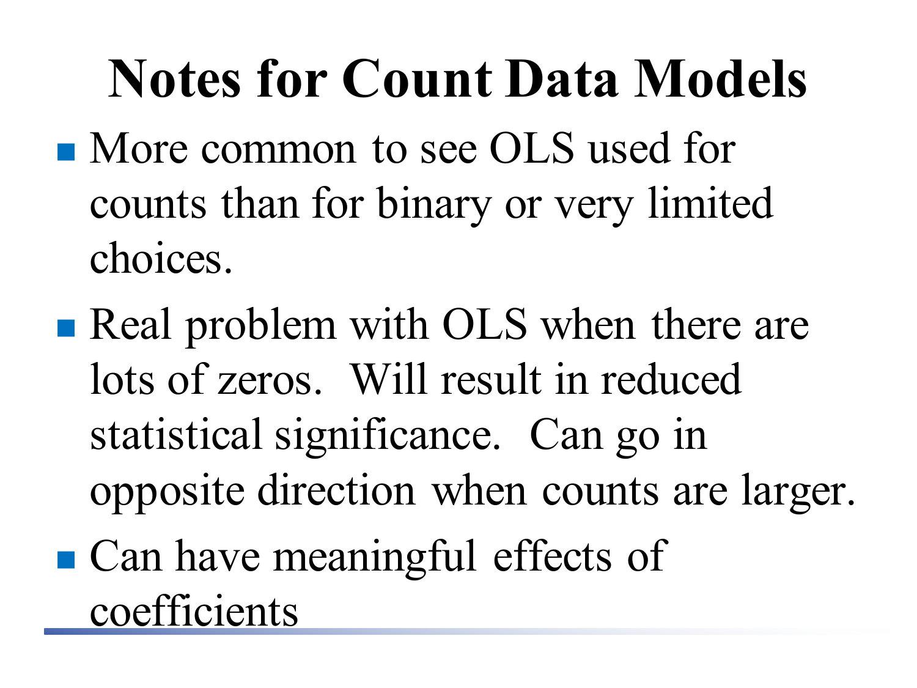# Notes for Count Data Models

- More common to see OLS used for counts than for binary or very limited choices.
- Real problem with OLS when there are lots of zeros. Will result in reduced statistical significance. Can go in opposite direction when counts are larger.
- Can have meaningful effects of coefficients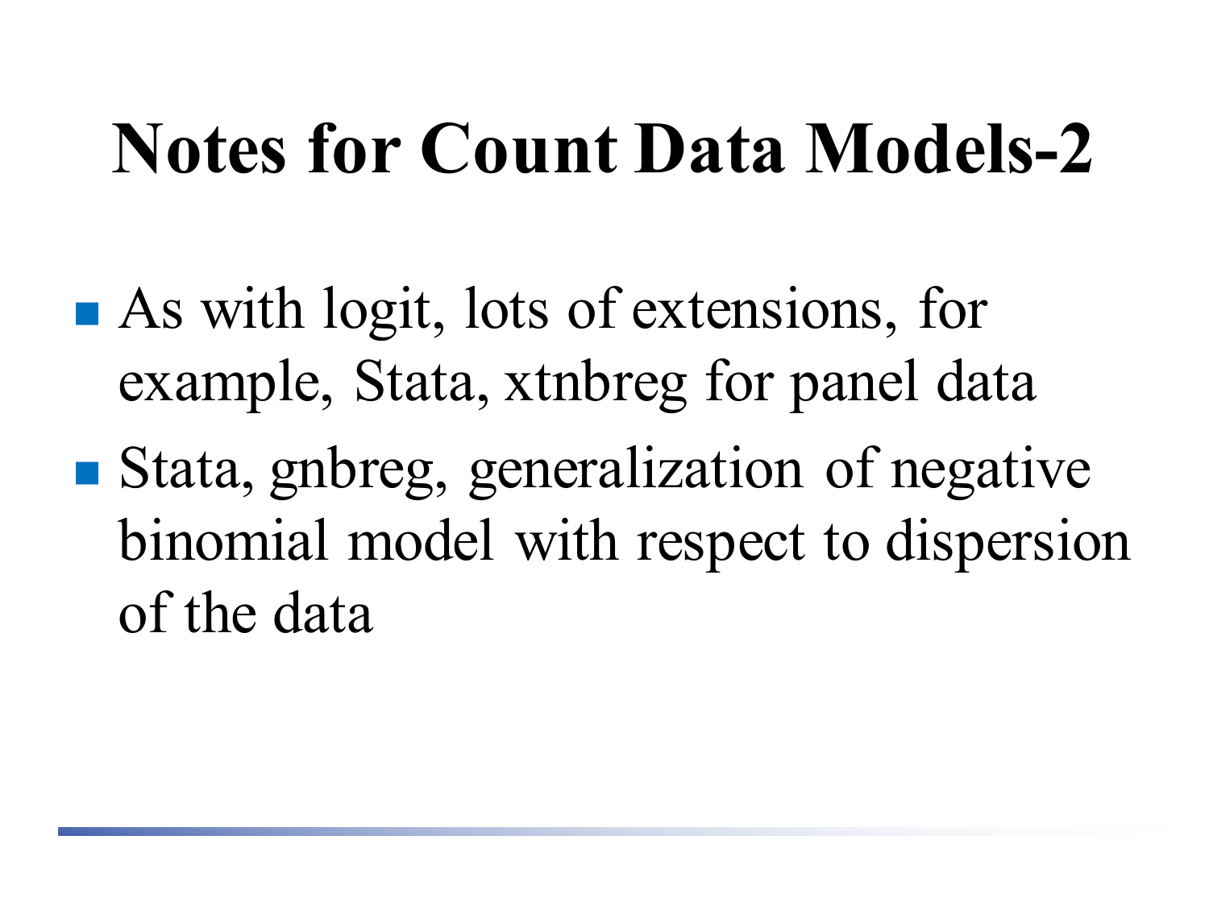# Notes for Count Data Models-2

- As with logit, lots of extensions, for example, Stata, xtnbreg for panel data
- Stata, gnbreg, generalization of negative binomial model with respect to dispersion of the data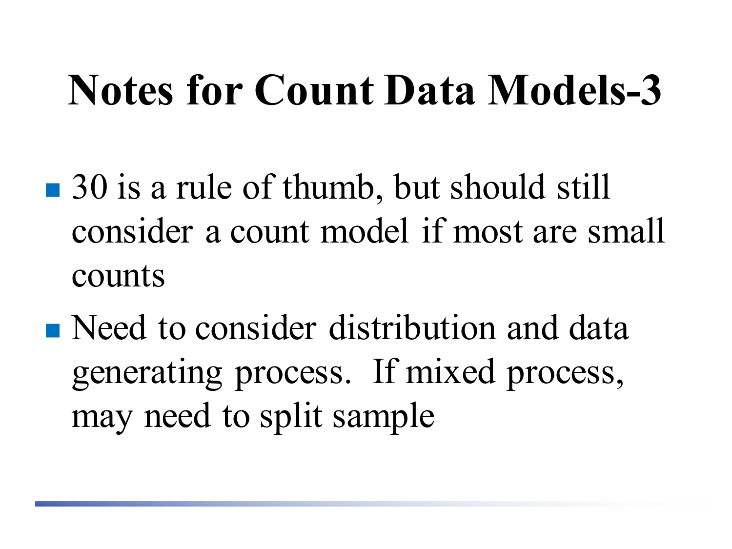# Notes for Count Data Models-3

- 30 is a rule of thumb, but should still consider a count model if most are small counts
- Need to consider distribution and data generating process. If mixed process, may need to split sample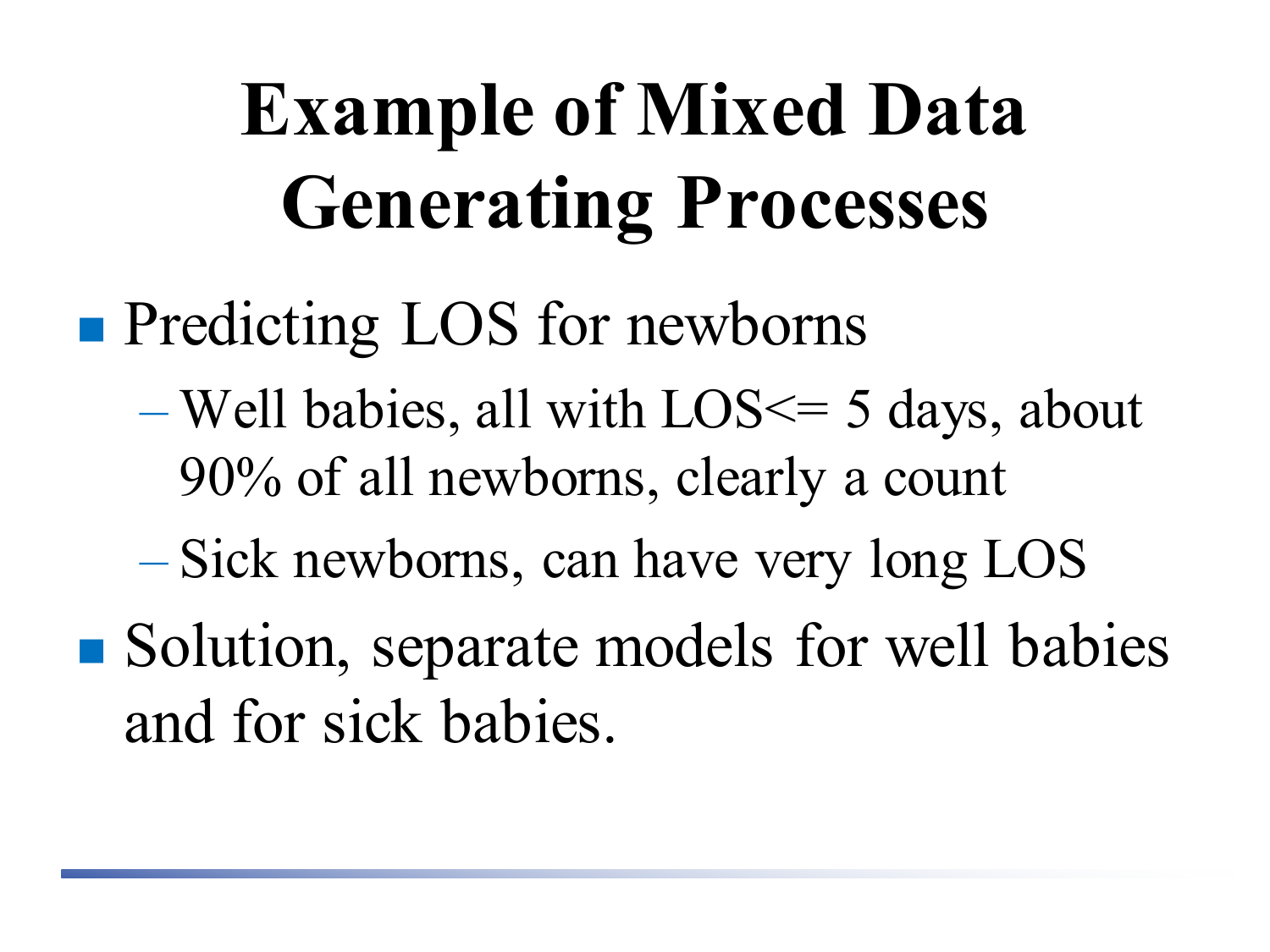# Example of Mixed Data Generating Processes

- Predicting LOS for newborns
  - Well babies, all with LOS<= 5 days, about 90% of all newborns, clearly a count
  - Sick newborns, can have very long LOS
- Solution, separate models for well babies and for sick babies.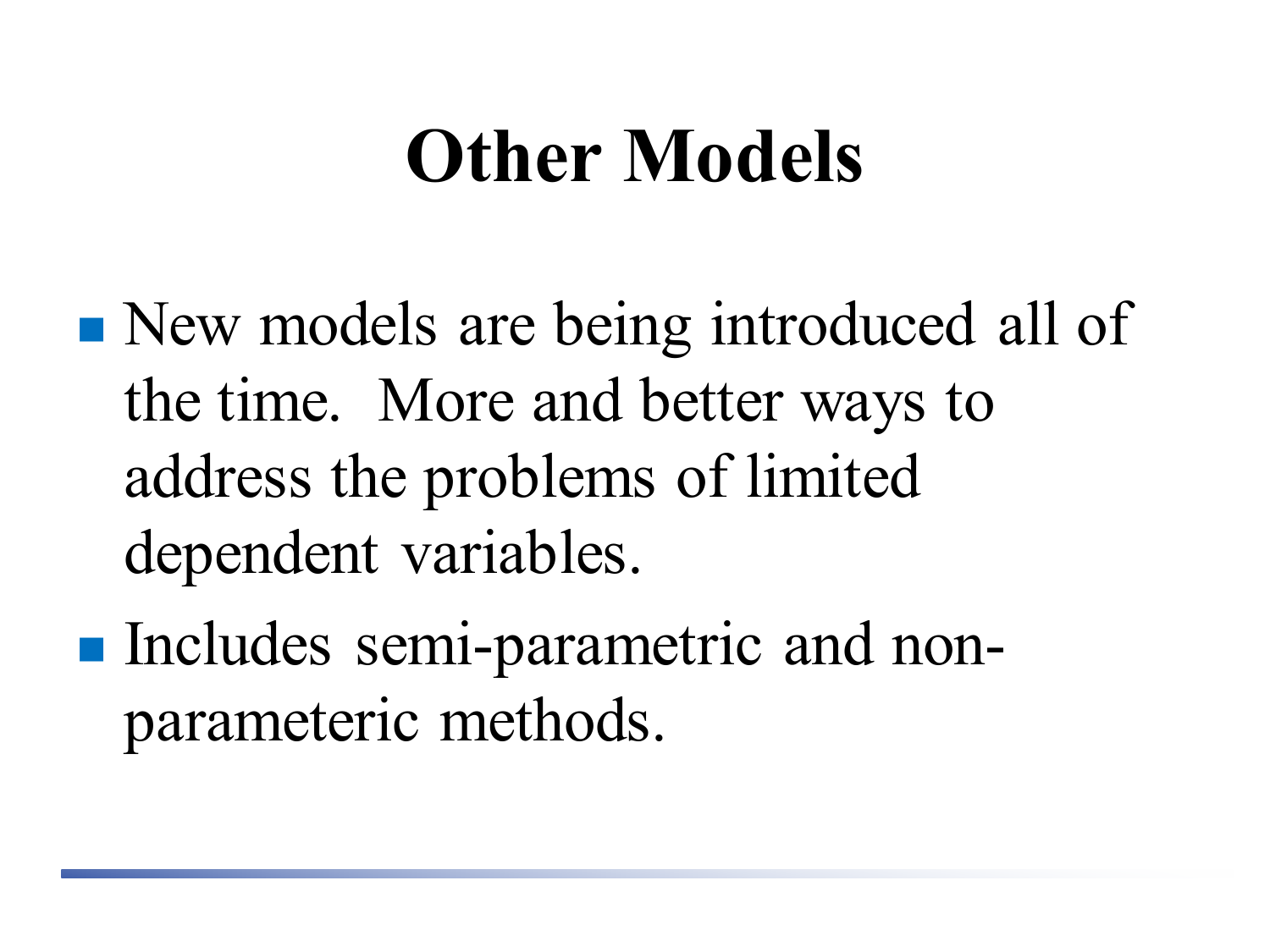# Other Models

- New models are being introduced all of the time. More and better ways to address the problems of limited dependent variables.
- Includes semi-parametric and non-parameteric methods.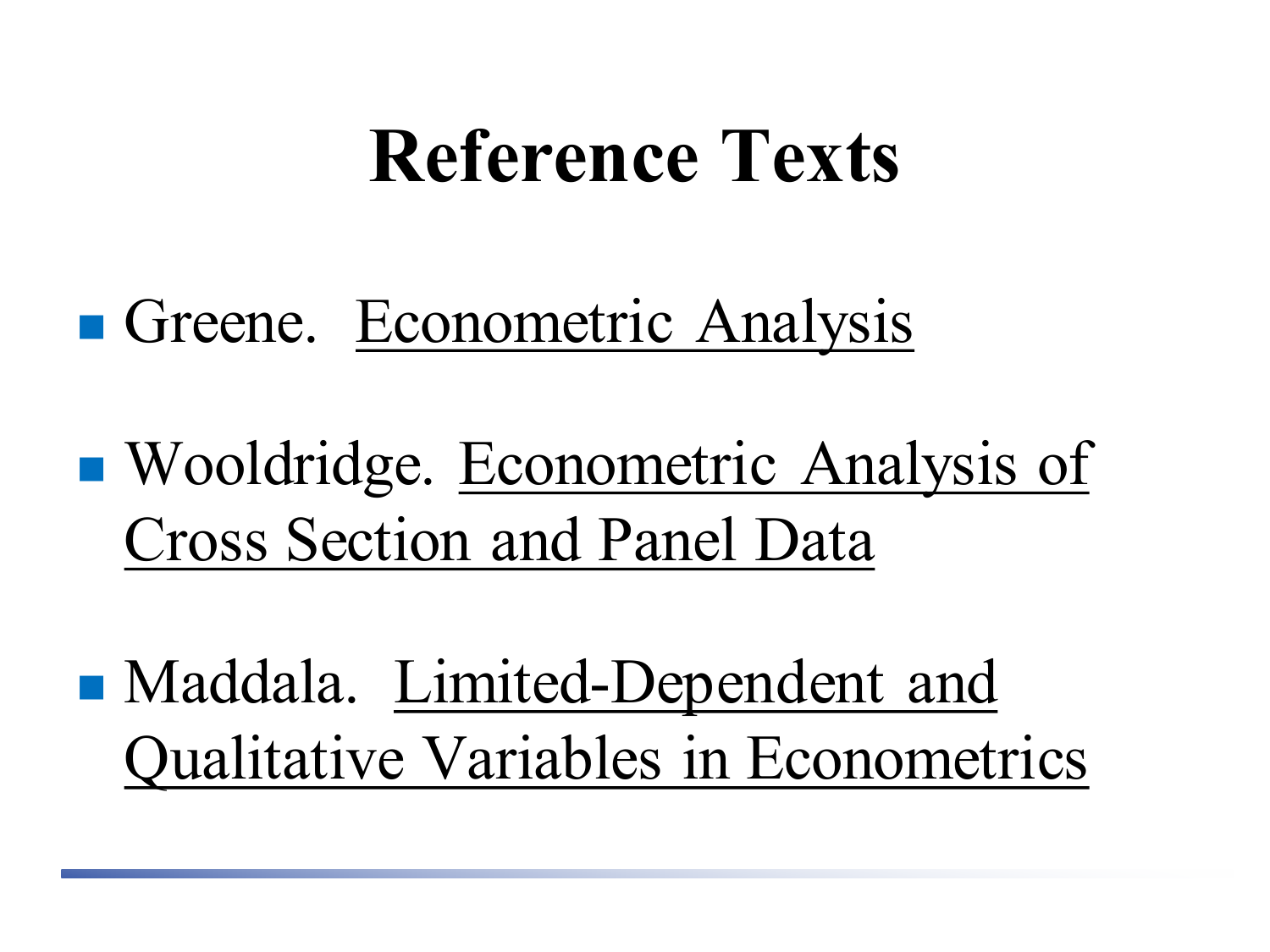# Reference Texts

- Greene. Econometric Analysis
- Wooldridge. Econometric Analysis of Cross Section and Panel Data
- Maddala. Limited-Dependent and Qualitative Variables in Econometrics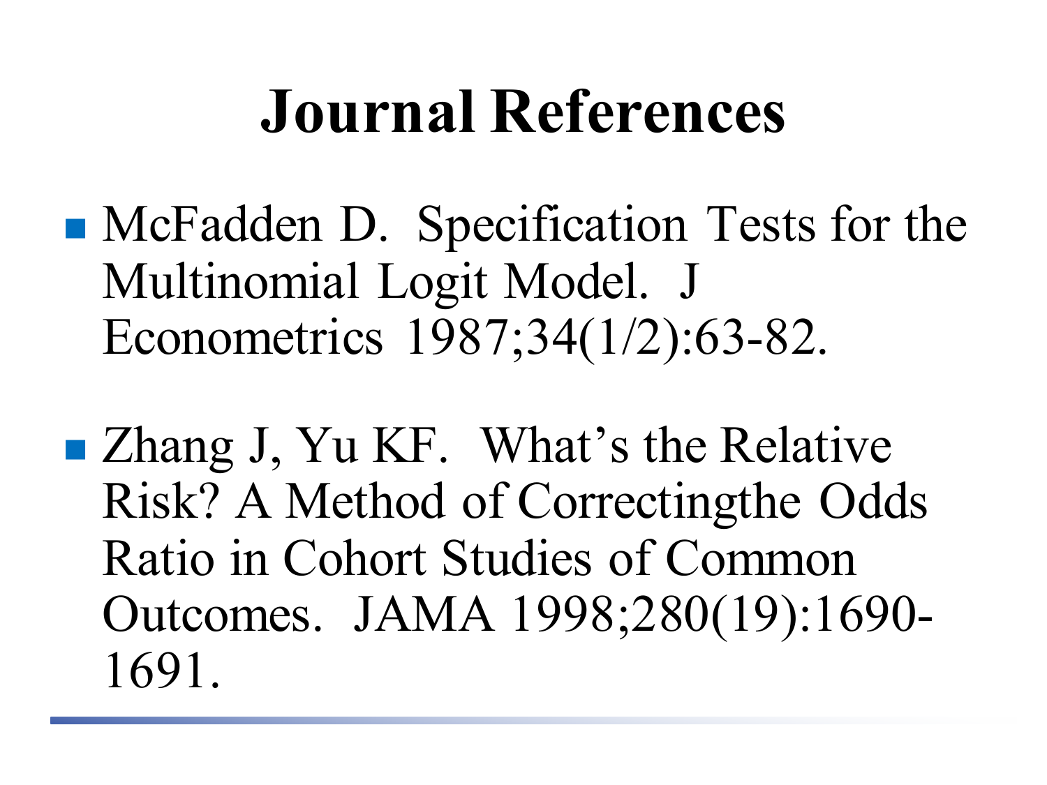# Journal References

- McFadden D. Specification Tests for the Multinomial Logit Model. J Econometrics 1987;34(1/2):63-82.

- Zhang J, Yu KF. What's the Relative Risk? A Method of Correctingthe Odds Ratio in Cohort Studies of Common Outcomes. JAMA 1998;280(19):1690-1691.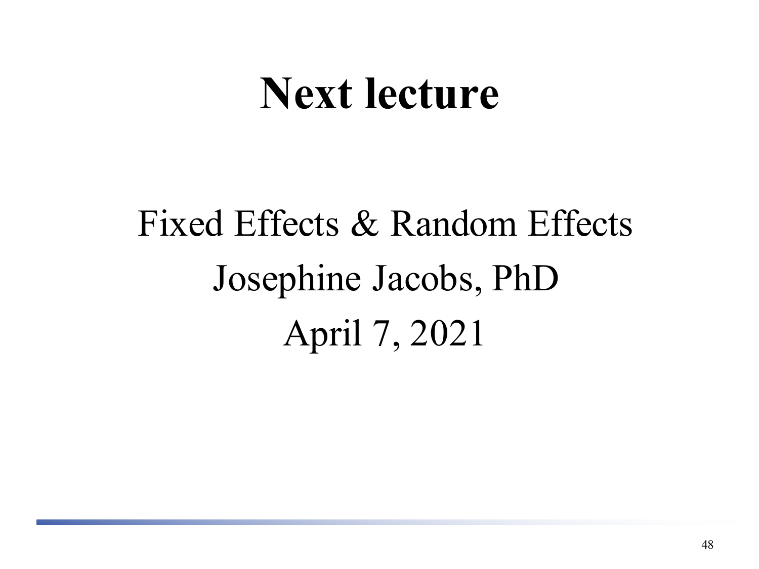# Next lecture

Fixed Effects & Random Effects

Josephine Jacobs, PhD

April 7, 2021